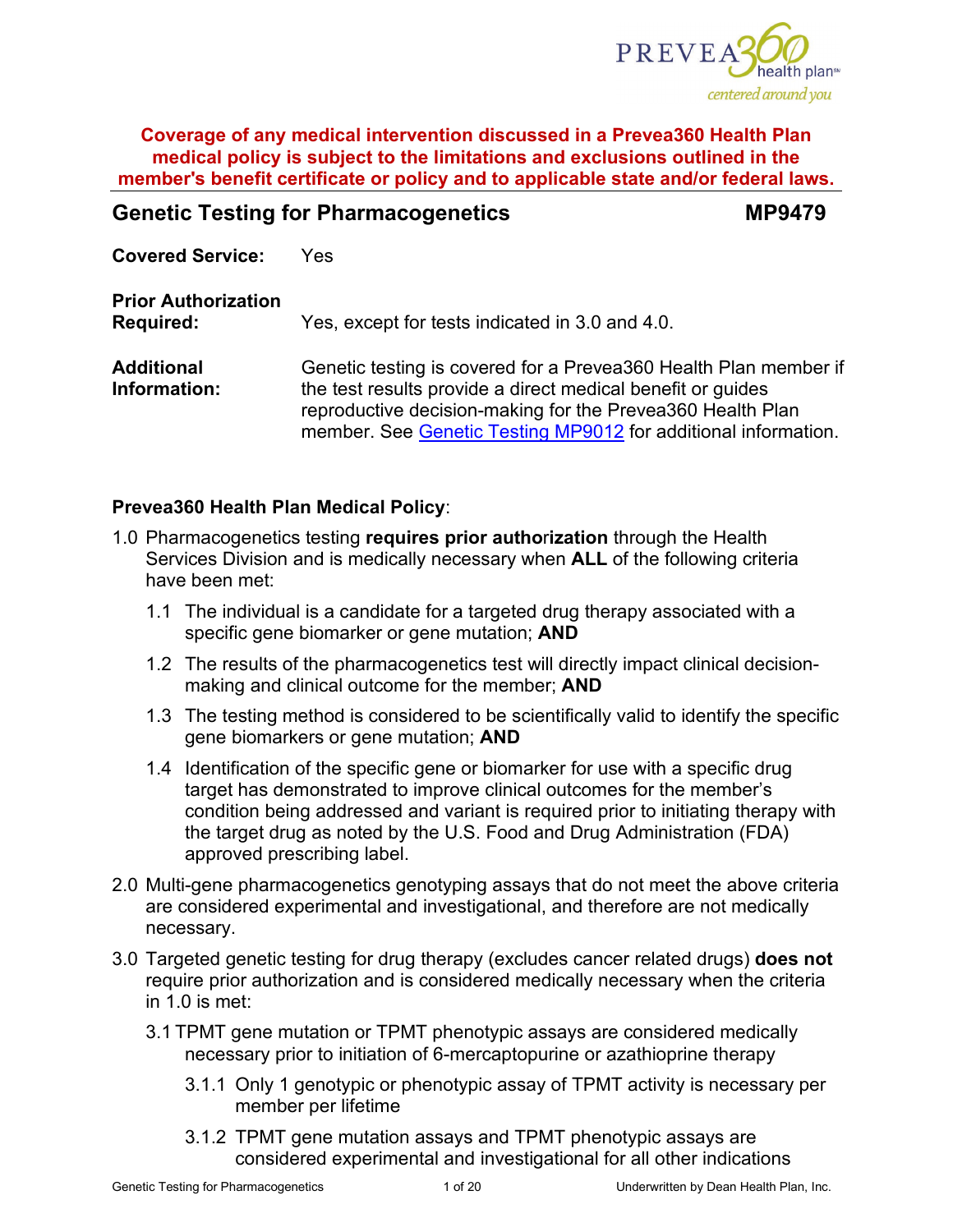**Coverage of any medical intervention discussed in a Prevea360 Health Plan medical policy is subject to the limitations and exclusions outlined in the member's benefit certificate or policy and to applicable state and/or federal laws.**

## Genetic Testing for Pharmacogenetics — MP9479

**Covered Service:** Yes

**Prior Authorization Required:** Yes, except for tests indicated in 3.0 and 4.0.

**Additional Information:** Genetic testing is covered for a Prevea360 Health Plan member if the test results provide a direct medical benefit or guides reproductive decision-making for the Prevea360 Health Plan member. See [Genetic Testing MP9012] for additional information.

**Prevea360 Health Plan Medical Policy**:

1.0 Pharmacogenetics testing **requires prior authorization** through the Health Services Division and is medically necessary when **ALL** of the following criteria have been met:

- 1.1 The individual is a candidate for a targeted drug therapy associated with a specific gene biomarker or gene mutation; **AND**
- 1.2 The results of the pharmacogenetics test will directly impact clinical decision-making and clinical outcome for the member; **AND**
- 1.3 The testing method is considered to be scientifically valid to identify the specific gene biomarkers or gene mutation; **AND**
- 1.4 Identification of the specific gene or biomarker for use with a specific drug target has demonstrated to improve clinical outcomes for the member's condition being addressed and variant is required prior to initiating therapy with the target drug as noted by the U.S. Food and Drug Administration (FDA) approved prescribing label.

2.0 Multi-gene pharmacogenetics genotyping assays that do not meet the above criteria are considered experimental and investigational, and therefore are not medically necessary.

3.0 Targeted genetic testing for drug therapy (excludes cancer related drugs) **does not** require prior authorization and is considered medically necessary when the criteria in 1.0 is met:

- 3.1 TPMT gene mutation or TPMT phenotypic assays are considered medically necessary prior to initiation of 6-mercaptopurine or azathioprine therapy
  - 3.1.1 Only 1 genotypic or phenotypic assay of TPMT activity is necessary per member per lifetime
  - 3.1.2 TPMT gene mutation assays and TPMT phenotypic assays are considered experimental and investigational for all other indications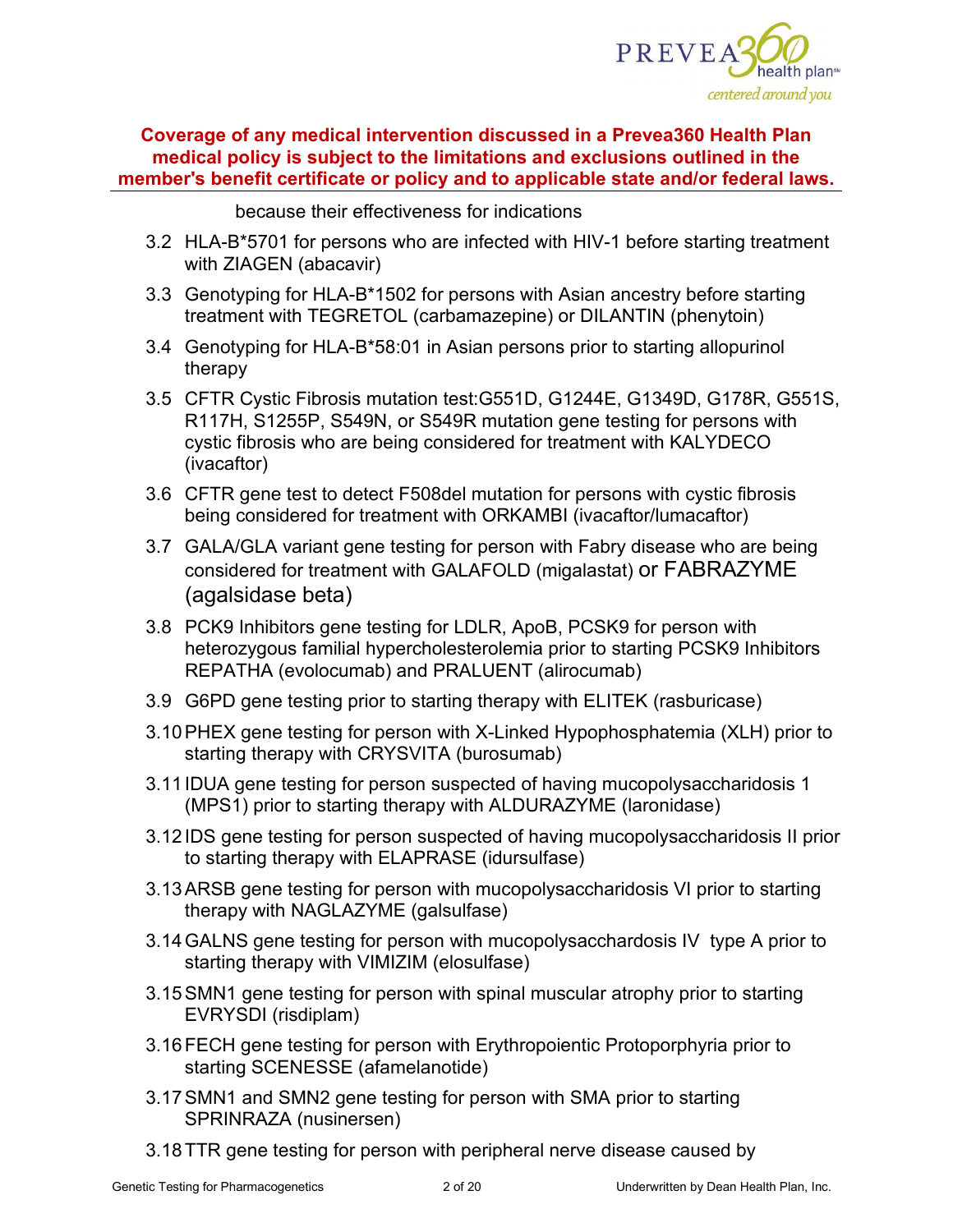**Coverage of any medical intervention discussed in a Prevea360 Health Plan medical policy is subject to the limitations and exclusions outlined in the member's benefit certificate or policy and to applicable state and/or federal laws.**

because their effectiveness for indications

3.2 HLA-B*5701 for persons who are infected with HIV-1 before starting treatment with ZIAGEN (abacavir)

3.3 Genotyping for HLA-B*1502 for persons with Asian ancestry before starting treatment with TEGRETOL (carbamazepine) or DILANTIN (phenytoin)

3.4 Genotyping for HLA-B*58:01 in Asian persons prior to starting allopurinol therapy

3.5 CFTR Cystic Fibrosis mutation test:G551D, G1244E, G1349D, G178R, G551S, R117H, S1255P, S549N, or S549R mutation gene testing for persons with cystic fibrosis who are being considered for treatment with KALYDECO (ivacaftor)

3.6 CFTR gene test to detect F508del mutation for persons with cystic fibrosis being considered for treatment with ORKAMBI (ivacaftor/lumacaftor)

3.7 GALA/GLA variant gene testing for person with Fabry disease who are being considered for treatment with GALAFOLD (migalastat) or FABRAZYME (agalsidase beta)

3.8 PCK9 Inhibitors gene testing for LDLR, ApoB, PCSK9 for person with heterozygous familial hypercholesterolemia prior to starting PCSK9 Inhibitors REPATHA (evolocumab) and PRALUENT (alirocumab)

3.9 G6PD gene testing prior to starting therapy with ELITEK (rasburicase)

3.10 PHEX gene testing for person with X-Linked Hypophosphatemia (XLH) prior to starting therapy with CRYSVITA (burosumab)

3.11 IDUA gene testing for person suspected of having mucopolysaccharidosis 1 (MPS1) prior to starting therapy with ALDURAZYME (laronidase)

3.12 IDS gene testing for person suspected of having mucopolysaccharidosis II prior to starting therapy with ELAPRASE (idursulfase)

3.13 ARSB gene testing for person with mucopolysaccharidosis VI prior to starting therapy with NAGLAZYME (galsulfase)

3.14 GALNS gene testing for person with mucopolysacchardosis IV type A prior to starting therapy with VIMIZIM (elosulfase)

3.15 SMN1 gene testing for person with spinal muscular atrophy prior to starting EVRYSDI (risdiplam)

3.16 FECH gene testing for person with Erythropoientic Protoporphyria prior to starting SCENESSE (afamelanotide)

3.17 SMN1 and SMN2 gene testing for person with SMA prior to starting SPRINRAZA (nusinersen)

3.18 TTR gene testing for person with peripheral nerve disease caused by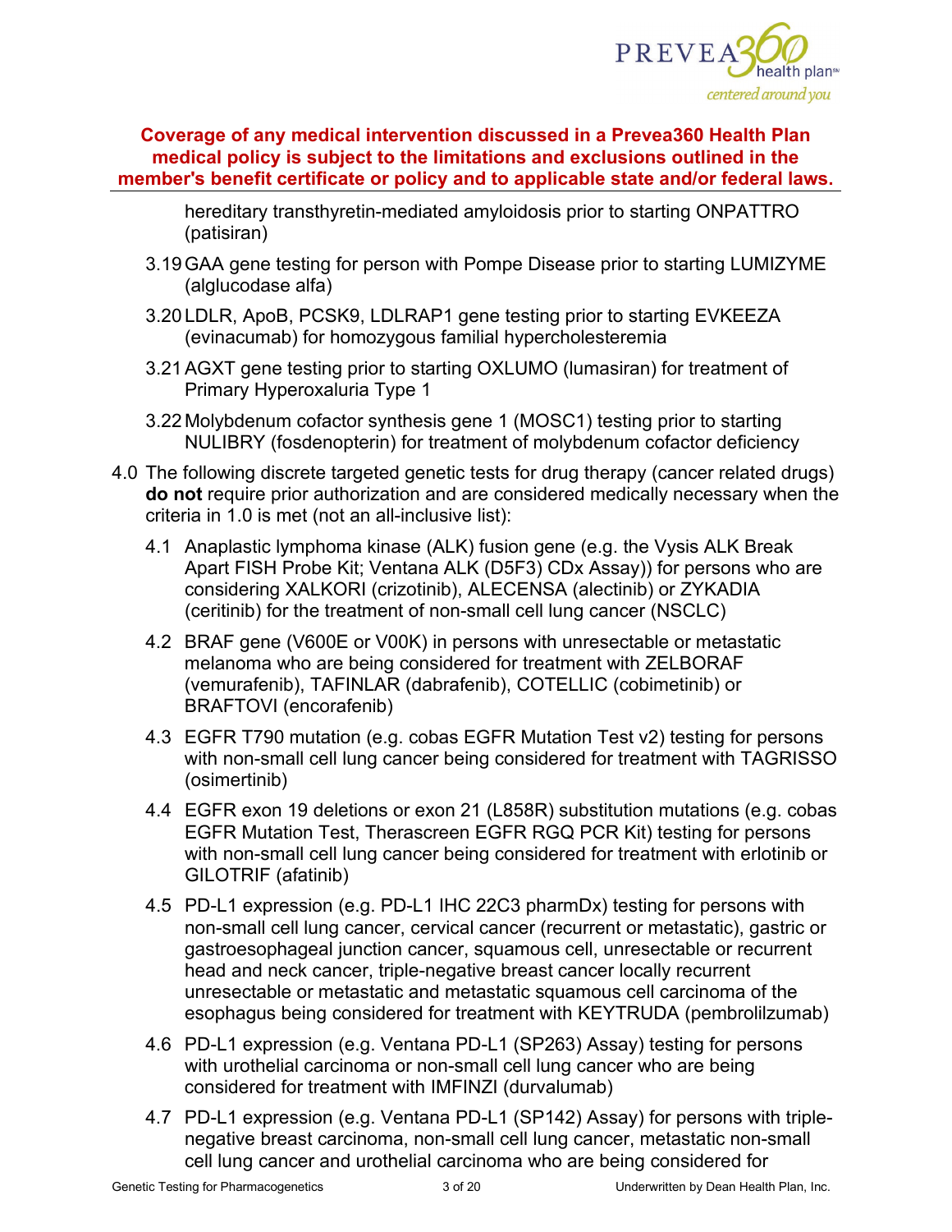**Coverage of any medical intervention discussed in a Prevea360 Health Plan medical policy is subject to the limitations and exclusions outlined in the member's benefit certificate or policy and to applicable state and/or federal laws.**

hereditary transthyretin-mediated amyloidosis prior to starting ONPATTRO (patisiran)

3.19 GAA gene testing for person with Pompe Disease prior to starting LUMIZYME (alglucodase alfa)

3.20 LDLR, ApoB, PCSK9, LDLRAP1 gene testing prior to starting EVKEEZA (evinacumab) for homozygous familial hypercholesteremia

3.21 AGXT gene testing prior to starting OXLUMO (lumasiran) for treatment of Primary Hyperoxaluria Type 1

3.22 Molybdenum cofactor synthesis gene 1 (MOSC1) testing prior to starting NULIBRY (fosdenopterin) for treatment of molybdenum cofactor deficiency

4.0 The following discrete targeted genetic tests for drug therapy (cancer related drugs) **do not** require prior authorization and are considered medically necessary when the criteria in 1.0 is met (not an all-inclusive list):

4.1 Anaplastic lymphoma kinase (ALK) fusion gene (e.g. the Vysis ALK Break Apart FISH Probe Kit; Ventana ALK (D5F3) CDx Assay)) for persons who are considering XALKORI (crizotinib), ALECENSA (alectinib) or ZYKADIA (ceritinib) for the treatment of non-small cell lung cancer (NSCLC)

4.2 BRAF gene (V600E or V00K) in persons with unresectable or metastatic melanoma who are being considered for treatment with ZELBORAF (vemurafenib), TAFINLAR (dabrafenib), COTELLIC (cobimetinib) or BRAFTOVI (encorafenib)

4.3 EGFR T790 mutation (e.g. cobas EGFR Mutation Test v2) testing for persons with non-small cell lung cancer being considered for treatment with TAGRISSO (osimertinib)

4.4 EGFR exon 19 deletions or exon 21 (L858R) substitution mutations (e.g. cobas EGFR Mutation Test, Therascreen EGFR RGQ PCR Kit) testing for persons with non-small cell lung cancer being considered for treatment with erlotinib or GILOTRIF (afatinib)

4.5 PD-L1 expression (e.g. PD-L1 IHC 22C3 pharmDx) testing for persons with non-small cell lung cancer, cervical cancer (recurrent or metastatic), gastric or gastroesophageal junction cancer, squamous cell, unresectable or recurrent head and neck cancer, triple-negative breast cancer locally recurrent unresectable or metastatic and metastatic squamous cell carcinoma of the esophagus being considered for treatment with KEYTRUDA (pembrolilzumab)

4.6 PD-L1 expression (e.g. Ventana PD-L1 (SP263) Assay) testing for persons with urothelial carcinoma or non-small cell lung cancer who are being considered for treatment with IMFINZI (durvalumab)

4.7 PD-L1 expression (e.g. Ventana PD-L1 (SP142) Assay) for persons with triple-negative breast carcinoma, non-small cell lung cancer, metastatic non-small cell lung cancer and urothelial carcinoma who are being considered for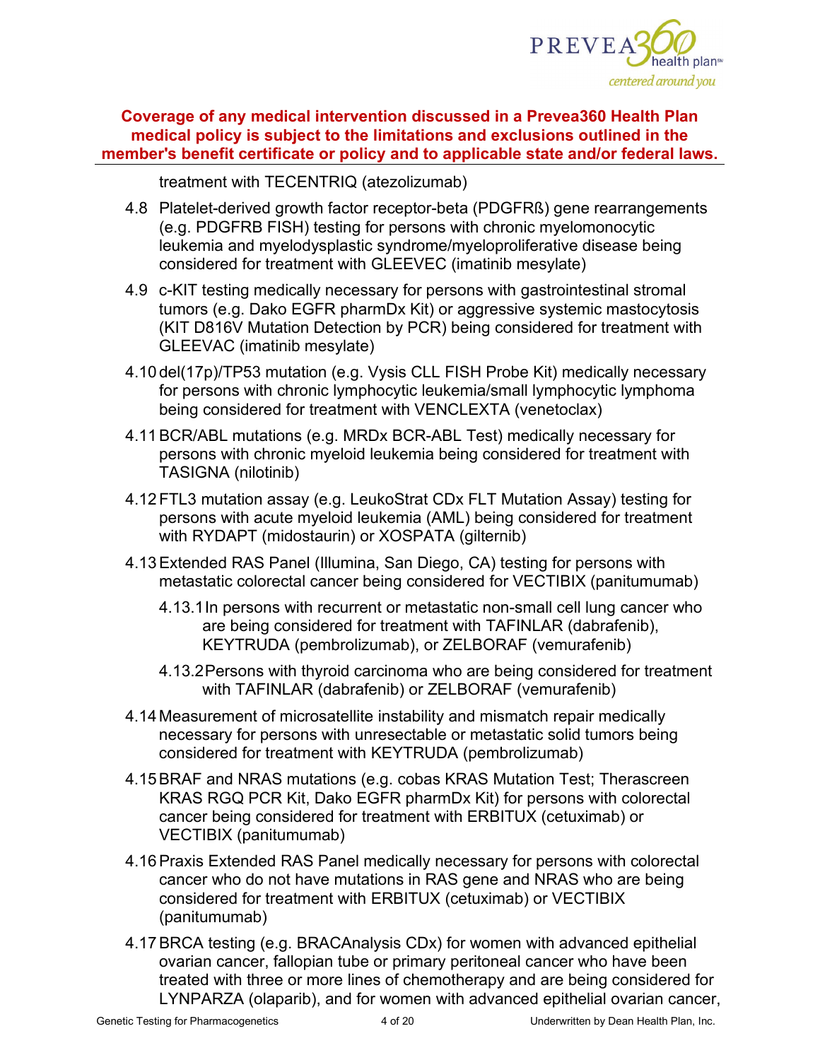**Coverage of any medical intervention discussed in a Prevea360 Health Plan medical policy is subject to the limitations and exclusions outlined in the member's benefit certificate or policy and to applicable state and/or federal laws.**

treatment with TECENTRIQ (atezolizumab)

4.8 Platelet-derived growth factor receptor-beta (PDGFRß) gene rearrangements (e.g. PDGFRB FISH) testing for persons with chronic myelomonocytic leukemia and myelodysplastic syndrome/myeloproliferative disease being considered for treatment with GLEEVEC (imatinib mesylate)

4.9 c-KIT testing medically necessary for persons with gastrointestinal stromal tumors (e.g. Dako EGFR pharmDx Kit) or aggressive systemic mastocytosis (KIT D816V Mutation Detection by PCR) being considered for treatment with GLEEVAC (imatinib mesylate)

4.10 del(17p)/TP53 mutation (e.g. Vysis CLL FISH Probe Kit) medically necessary for persons with chronic lymphocytic leukemia/small lymphocytic lymphoma being considered for treatment with VENCLEXTA (venetoclax)

4.11 BCR/ABL mutations (e.g. MRDx BCR-ABL Test) medically necessary for persons with chronic myeloid leukemia being considered for treatment with TASIGNA (nilotinib)

4.12 FTL3 mutation assay (e.g. LeukoStrat CDx FLT Mutation Assay) testing for persons with acute myeloid leukemia (AML) being considered for treatment with RYDAPT (midostaurin) or XOSPATA (gilternib)

4.13 Extended RAS Panel (Illumina, San Diego, CA) testing for persons with metastatic colorectal cancer being considered for VECTIBIX (panitumumab)

4.13.1 In persons with recurrent or metastatic non-small cell lung cancer who are being considered for treatment with TAFINLAR (dabrafenib), KEYTRUDA (pembrolizumab), or ZELBORAF (vemurafenib)

4.13.2 Persons with thyroid carcinoma who are being considered for treatment with TAFINLAR (dabrafenib) or ZELBORAF (vemurafenib)

4.14 Measurement of microsatellite instability and mismatch repair medically necessary for persons with unresectable or metastatic solid tumors being considered for treatment with KEYTRUDA (pembrolizumab)

4.15 BRAF and NRAS mutations (e.g. cobas KRAS Mutation Test; Therascreen KRAS RGQ PCR Kit, Dako EGFR pharmDx Kit) for persons with colorectal cancer being considered for treatment with ERBITUX (cetuximab) or VECTIBIX (panitumumab)

4.16 Praxis Extended RAS Panel medically necessary for persons with colorectal cancer who do not have mutations in RAS gene and NRAS who are being considered for treatment with ERBITUX (cetuximab) or VECTIBIX (panitumumab)

4.17 BRCA testing (e.g. BRACAnalysis CDx) for women with advanced epithelial ovarian cancer, fallopian tube or primary peritoneal cancer who have been treated with three or more lines of chemotherapy and are being considered for LYNPARZA (olaparib), and for women with advanced epithelial ovarian cancer,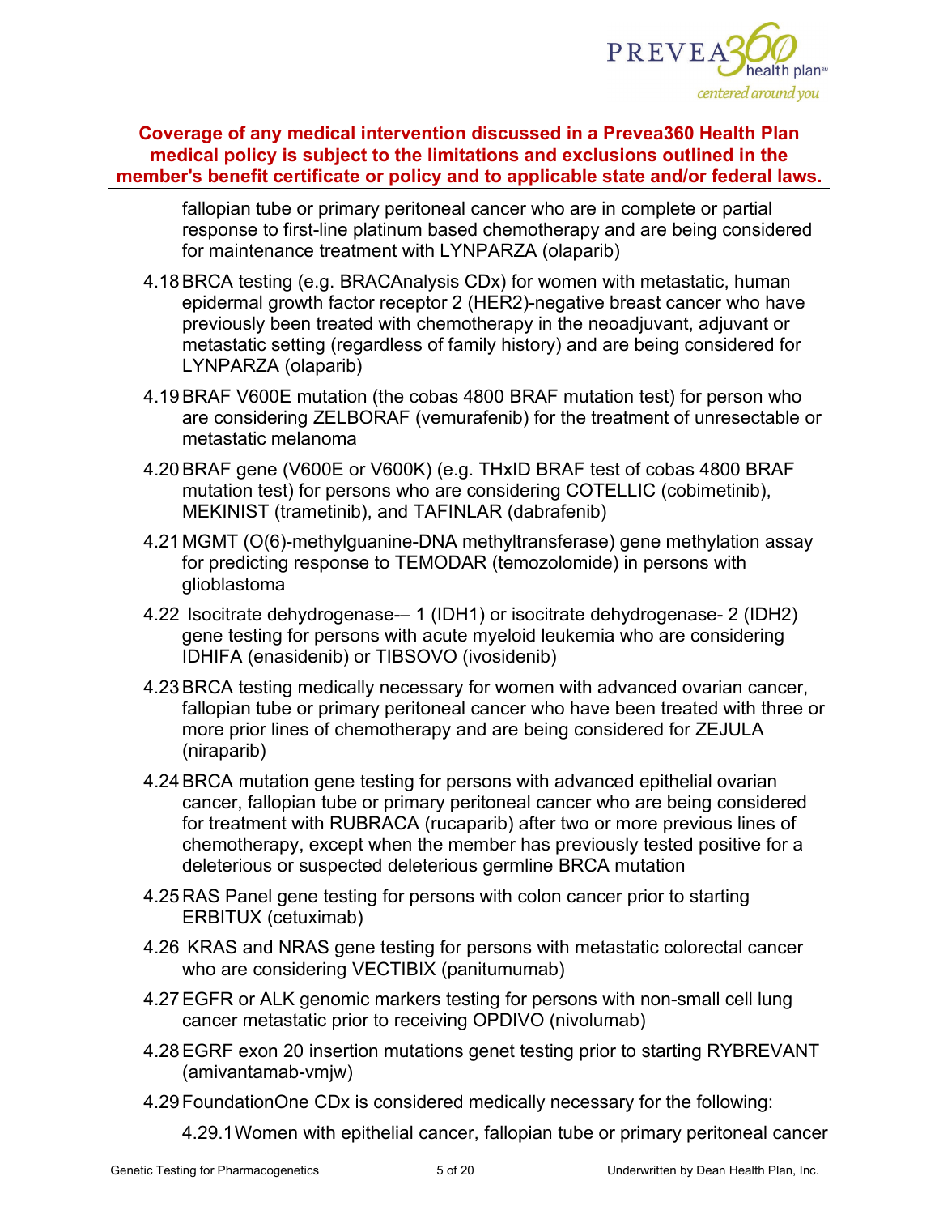fallopian tube or primary peritoneal cancer who are in complete or partial response to first-line platinum based chemotherapy and are being considered for maintenance treatment with LYNPARZA (olaparib)

4.18 BRCA testing (e.g. BRACAnalysis CDx) for women with metastatic, human epidermal growth factor receptor 2 (HER2)-negative breast cancer who have previously been treated with chemotherapy in the neoadjuvant, adjuvant or metastatic setting (regardless of family history) and are being considered for LYNPARZA (olaparib)

4.19 BRAF V600E mutation (the cobas 4800 BRAF mutation test) for person who are considering ZELBORAF (vemurafenib) for the treatment of unresectable or metastatic melanoma

4.20 BRAF gene (V600E or V600K) (e.g. THxID BRAF test of cobas 4800 BRAF mutation test) for persons who are considering COTELLIC (cobimetinib), MEKINIST (trametinib), and TAFINLAR (dabrafenib)

4.21 MGMT (O(6)-methylguanine-DNA methyltransferase) gene methylation assay for predicting response to TEMODAR (temozolomide) in persons with glioblastoma

4.22 Isocitrate dehydrogenase-– 1 (IDH1) or isocitrate dehydrogenase- 2 (IDH2) gene testing for persons with acute myeloid leukemia who are considering IDHIFA (enasidenib) or TIBSOVO (ivosidenib)

4.23 BRCA testing medically necessary for women with advanced ovarian cancer, fallopian tube or primary peritoneal cancer who have been treated with three or more prior lines of chemotherapy and are being considered for ZEJULA (niraparib)

4.24 BRCA mutation gene testing for persons with advanced epithelial ovarian cancer, fallopian tube or primary peritoneal cancer who are being considered for treatment with RUBRACA (rucaparib) after two or more previous lines of chemotherapy, except when the member has previously tested positive for a deleterious or suspected deleterious germline BRCA mutation

4.25 RAS Panel gene testing for persons with colon cancer prior to starting ERBITUX (cetuximab)

4.26 KRAS and NRAS gene testing for persons with metastatic colorectal cancer who are considering VECTIBIX (panitumumab)

4.27 EGFR or ALK genomic markers testing for persons with non-small cell lung cancer metastatic prior to receiving OPDIVO (nivolumab)

4.28 EGRF exon 20 insertion mutations genet testing prior to starting RYBREVANT (amivantamab-vmjw)

4.29 FoundationOne CDx is considered medically necessary for the following:

4.29.1 Women with epithelial cancer, fallopian tube or primary peritoneal cancer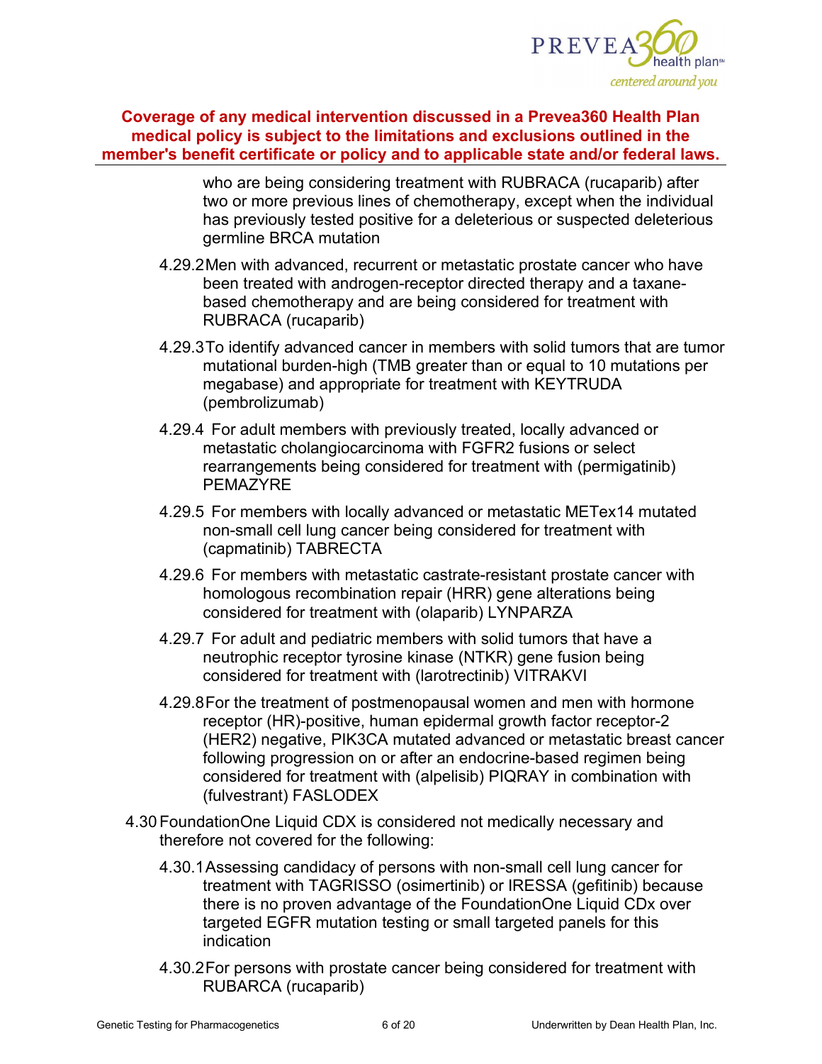who are being considering treatment with RUBRACA (rucaparib) after two or more previous lines of chemotherapy, except when the individual has previously tested positive for a deleterious or suspected deleterious germline BRCA mutation

- 4.29.2 Men with advanced, recurrent or metastatic prostate cancer who have been treated with androgen-receptor directed therapy and a taxane-based chemotherapy and are being considered for treatment with RUBRACA (rucaparib)
- 4.29.3 To identify advanced cancer in members with solid tumors that are tumor mutational burden-high (TMB greater than or equal to 10 mutations per megabase) and appropriate for treatment with KEYTRUDA (pembrolizumab)
- 4.29.4 For adult members with previously treated, locally advanced or metastatic cholangiocarcinoma with FGFR2 fusions or select rearrangements being considered for treatment with (permigatinib) PEMAZYRE
- 4.29.5 For members with locally advanced or metastatic METex14 mutated non-small cell lung cancer being considered for treatment with (capmatinib) TABRECTA
- 4.29.6 For members with metastatic castrate-resistant prostate cancer with homologous recombination repair (HRR) gene alterations being considered for treatment with (olaparib) LYNPARZA
- 4.29.7 For adult and pediatric members with solid tumors that have a neutrophic receptor tyrosine kinase (NTKR) gene fusion being considered for treatment with (larotrectinib) VITRAKVI
- 4.29.8 For the treatment of postmenopausal women and men with hormone receptor (HR)-positive, human epidermal growth factor receptor-2 (HER2) negative, PIK3CA mutated advanced or metastatic breast cancer following progression on or after an endocrine-based regimen being considered for treatment with (alpelisib) PIQRAY in combination with (fulvestrant) FASLODEX

4.30 FoundationOne Liquid CDX is considered not medically necessary and therefore not covered for the following:

- 4.30.1 Assessing candidacy of persons with non-small cell lung cancer for treatment with TAGRISSO (osimertinib) or IRESSA (gefitinib) because there is no proven advantage of the FoundationOne Liquid CDx over targeted EGFR mutation testing or small targeted panels for this indication
- 4.30.2 For persons with prostate cancer being considered for treatment with RUBARCA (rucaparib)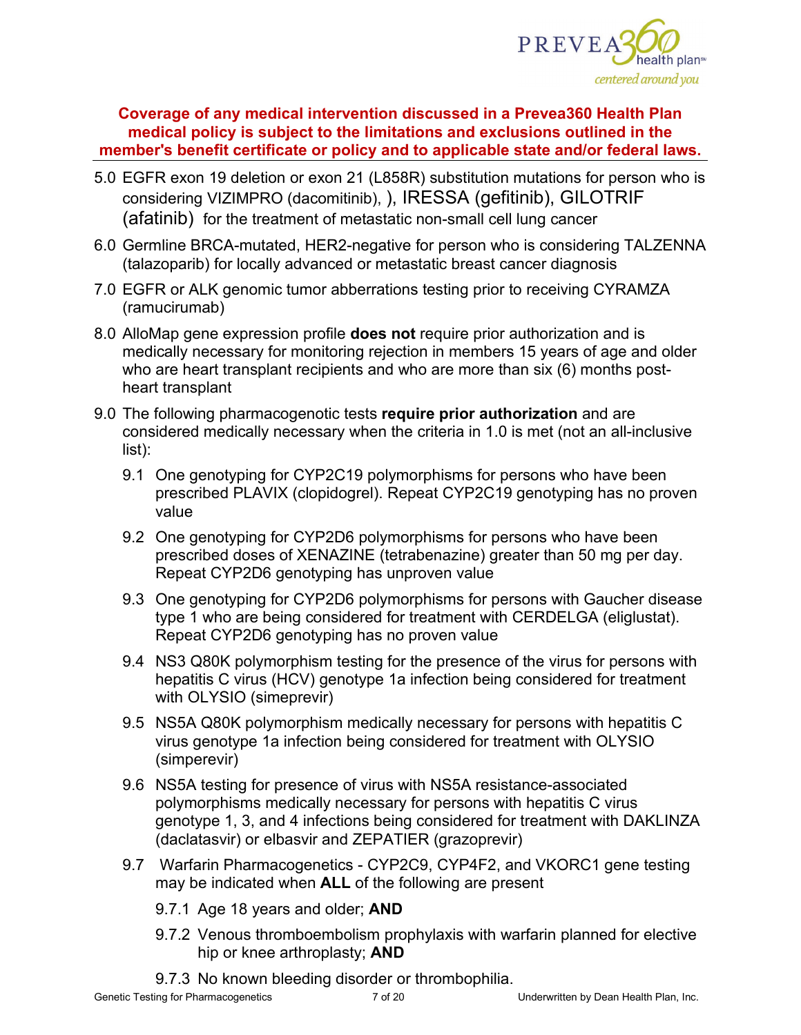**Coverage of any medical intervention discussed in a Prevea360 Health Plan medical policy is subject to the limitations and exclusions outlined in the member's benefit certificate or policy and to applicable state and/or federal laws.**

5.0 EGFR exon 19 deletion or exon 21 (L858R) substitution mutations for person who is considering VIZIMPRO (dacomitinib), ), IRESSA (gefitinib), GILOTRIF (afatinib) for the treatment of metastatic non-small cell lung cancer

6.0 Germline BRCA-mutated, HER2-negative for person who is considering TALZENNA (talazoparib) for locally advanced or metastatic breast cancer diagnosis

7.0 EGFR or ALK genomic tumor abberrations testing prior to receiving CYRAMZA (ramucirumab)

8.0 AlloMap gene expression profile **does not** require prior authorization and is medically necessary for monitoring rejection in members 15 years of age and older who are heart transplant recipients and who are more than six (6) months post-heart transplant

9.0 The following pharmacogenotic tests **require prior authorization** and are considered medically necessary when the criteria in 1.0 is met (not an all-inclusive list):

- 9.1 One genotyping for CYP2C19 polymorphisms for persons who have been prescribed PLAVIX (clopidogrel). Repeat CYP2C19 genotyping has no proven value
- 9.2 One genotyping for CYP2D6 polymorphisms for persons who have been prescribed doses of XENAZINE (tetrabenazine) greater than 50 mg per day. Repeat CYP2D6 genotyping has unproven value
- 9.3 One genotyping for CYP2D6 polymorphisms for persons with Gaucher disease type 1 who are being considered for treatment with CERDELGA (eliglustat). Repeat CYP2D6 genotyping has no proven value
- 9.4 NS3 Q80K polymorphism testing for the presence of the virus for persons with hepatitis C virus (HCV) genotype 1a infection being considered for treatment with OLYSIO (simeprevir)
- 9.5 NS5A Q80K polymorphism medically necessary for persons with hepatitis C virus genotype 1a infection being considered for treatment with OLYSIO (simperevir)
- 9.6 NS5A testing for presence of virus with NS5A resistance-associated polymorphisms medically necessary for persons with hepatitis C virus genotype 1, 3, and 4 infections being considered for treatment with DAKLINZA (daclatasvir) or elbasvir and ZEPATIER (grazoprevir)
- 9.7 Warfarin Pharmacogenetics - CYP2C9, CYP4F2, and VKORC1 gene testing may be indicated when **ALL** of the following are present
  - 9.7.1 Age 18 years and older; **AND**
  - 9.7.2 Venous thromboembolism prophylaxis with warfarin planned for elective hip or knee arthroplasty; **AND**
  - 9.7.3 No known bleeding disorder or thrombophilia.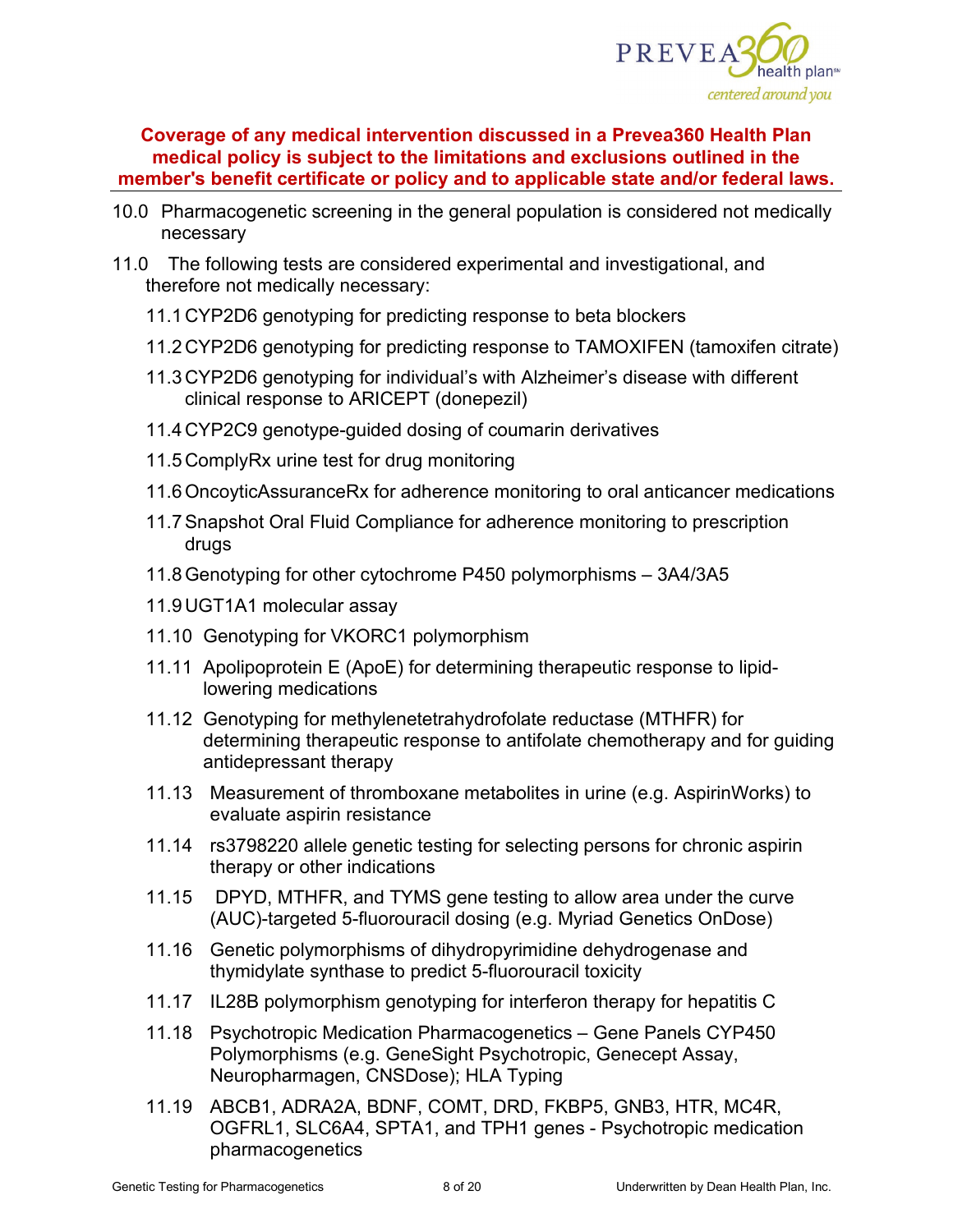**Coverage of any medical intervention discussed in a Prevea360 Health Plan medical policy is subject to the limitations and exclusions outlined in the member's benefit certificate or policy and to applicable state and/or federal laws.**

10.0 Pharmacogenetic screening in the general population is considered not medically necessary

11.0 The following tests are considered experimental and investigational, and therefore not medically necessary:

- 11.1 CYP2D6 genotyping for predicting response to beta blockers
- 11.2 CYP2D6 genotyping for predicting response to TAMOXIFEN (tamoxifen citrate)
- 11.3 CYP2D6 genotyping for individual's with Alzheimer's disease with different clinical response to ARICEPT (donepezil)
- 11.4 CYP2C9 genotype-guided dosing of coumarin derivatives
- 11.5 ComplyRx urine test for drug monitoring
- 11.6 OncoyticAssuranceRx for adherence monitoring to oral anticancer medications
- 11.7 Snapshot Oral Fluid Compliance for adherence monitoring to prescription drugs
- 11.8 Genotyping for other cytochrome P450 polymorphisms – 3A4/3A5
- 11.9 UGT1A1 molecular assay
- 11.10 Genotyping for VKORC1 polymorphism
- 11.11 Apolipoprotein E (ApoE) for determining therapeutic response to lipid-lowering medications
- 11.12 Genotyping for methylenetetrahydrofolate reductase (MTHFR) for determining therapeutic response to antifolate chemotherapy and for guiding antidepressant therapy
- 11.13 Measurement of thromboxane metabolites in urine (e.g. AspirinWorks) to evaluate aspirin resistance
- 11.14 rs3798220 allele genetic testing for selecting persons for chronic aspirin therapy or other indications
- 11.15 DPYD, MTHFR, and TYMS gene testing to allow area under the curve (AUC)-targeted 5-fluorouracil dosing (e.g. Myriad Genetics OnDose)
- 11.16 Genetic polymorphisms of dihydropyrimidine dehydrogenase and thymidylate synthase to predict 5-fluorouracil toxicity
- 11.17 IL28B polymorphism genotyping for interferon therapy for hepatitis C
- 11.18 Psychotropic Medication Pharmacogenetics – Gene Panels CYP450 Polymorphisms (e.g. GeneSight Psychotropic, Genecept Assay, Neuropharmagen, CNSDose); HLA Typing
- 11.19 ABCB1, ADRA2A, BDNF, COMT, DRD, FKBP5, GNB3, HTR, MC4R, OGFRL1, SLC6A4, SPTA1, and TPH1 genes - Psychotropic medication pharmacogenetics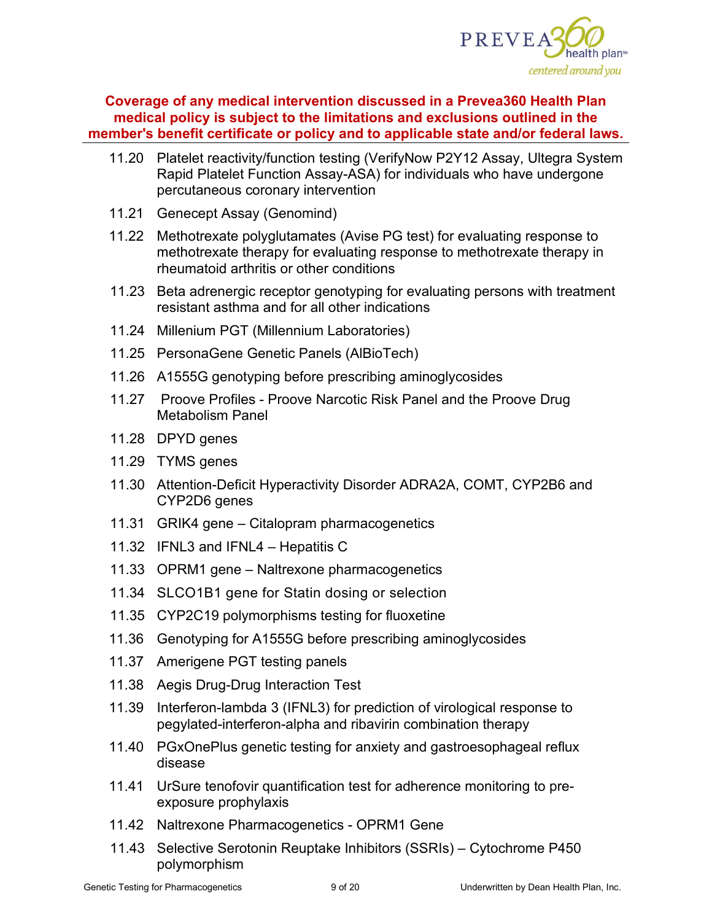**Coverage of any medical intervention discussed in a Prevea360 Health Plan medical policy is subject to the limitations and exclusions outlined in the member's benefit certificate or policy and to applicable state and/or federal laws.**

11.20 Platelet reactivity/function testing (VerifyNow P2Y12 Assay, Ultegra System Rapid Platelet Function Assay-ASA) for individuals who have undergone percutaneous coronary intervention

11.21 Genecept Assay (Genomind)

11.22 Methotrexate polyglutamates (Avise PG test) for evaluating response to methotrexate therapy for evaluating response to methotrexate therapy in rheumatoid arthritis or other conditions

11.23 Beta adrenergic receptor genotyping for evaluating persons with treatment resistant asthma and for all other indications

11.24 Millenium PGT (Millennium Laboratories)

11.25 PersonaGene Genetic Panels (AlBioTech)

11.26 A1555G genotyping before prescribing aminoglycosides

11.27 Proove Profiles - Proove Narcotic Risk Panel and the Proove Drug Metabolism Panel

11.28 DPYD genes

11.29 TYMS genes

11.30 Attention-Deficit Hyperactivity Disorder ADRA2A, COMT, CYP2B6 and CYP2D6 genes

11.31 GRIK4 gene – Citalopram pharmacogenetics

11.32 IFNL3 and IFNL4 – Hepatitis C

11.33 OPRM1 gene – Naltrexone pharmacogenetics

11.34 SLCO1B1 gene for Statin dosing or selection

11.35 CYP2C19 polymorphisms testing for fluoxetine

11.36 Genotyping for A1555G before prescribing aminoglycosides

11.37 Amerigene PGT testing panels

11.38 Aegis Drug-Drug Interaction Test

11.39 Interferon-lambda 3 (IFNL3) for prediction of virological response to pegylated-interferon-alpha and ribavirin combination therapy

11.40 PGxOnePlus genetic testing for anxiety and gastroesophageal reflux disease

11.41 UrSure tenofovir quantification test for adherence monitoring to pre-exposure prophylaxis

11.42 Naltrexone Pharmacogenetics - OPRM1 Gene

11.43 Selective Serotonin Reuptake Inhibitors (SSRIs) – Cytochrome P450 polymorphism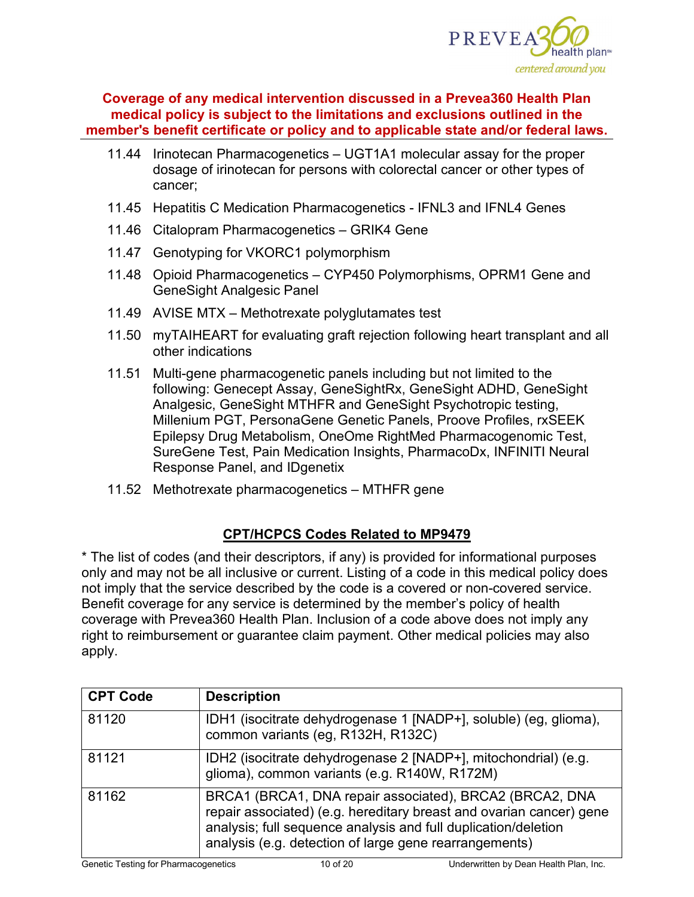**Coverage of any medical intervention discussed in a Prevea360 Health Plan medical policy is subject to the limitations and exclusions outlined in the member's benefit certificate or policy and to applicable state and/or federal laws.**

11.44 Irinotecan Pharmacogenetics – UGT1A1 molecular assay for the proper dosage of irinotecan for persons with colorectal cancer or other types of cancer;

11.45 Hepatitis C Medication Pharmacogenetics - IFNL3 and IFNL4 Genes

11.46 Citalopram Pharmacogenetics – GRIK4 Gene

11.47 Genotyping for VKORC1 polymorphism

11.48 Opioid Pharmacogenetics – CYP450 Polymorphisms, OPRM1 Gene and GeneSight Analgesic Panel

11.49 AVISE MTX – Methotrexate polyglutamates test

11.50 myTAIHEART for evaluating graft rejection following heart transplant and all other indications

11.51 Multi-gene pharmacogenetic panels including but not limited to the following: Genecept Assay, GeneSightRx, GeneSight ADHD, GeneSight Analgesic, GeneSight MTHFR and GeneSight Psychotropic testing, Millenium PGT, PersonaGene Genetic Panels, Proove Profiles, rxSEEK Epilepsy Drug Metabolism, OneOme RightMed Pharmacogenomic Test, SureGene Test, Pain Medication Insights, PharmacoDx, INFINITI Neural Response Panel, and IDgenetix

11.52 Methotrexate pharmacogenetics – MTHFR gene

## CPT/HCPCS Codes Related to MP9479

* The list of codes (and their descriptors, if any) is provided for informational purposes only and may not be all inclusive or current. Listing of a code in this medical policy does not imply that the service described by the code is a covered or non-covered service. Benefit coverage for any service is determined by the member's policy of health coverage with Prevea360 Health Plan. Inclusion of a code above does not imply any right to reimbursement or guarantee claim payment. Other medical policies may also apply.

| CPT Code | Description |
|---|---|
| 81120 | IDH1 (isocitrate dehydrogenase 1 [NADP+], soluble) (eg, glioma), common variants (eg, R132H, R132C) |
| 81121 | IDH2 (isocitrate dehydrogenase 2 [NADP+], mitochondrial) (e.g. glioma), common variants (e.g. R140W, R172M) |
| 81162 | BRCA1 (BRCA1, DNA repair associated), BRCA2 (BRCA2, DNA repair associated) (e.g. hereditary breast and ovarian cancer) gene analysis; full sequence analysis and full duplication/deletion analysis (e.g. detection of large gene rearrangements) |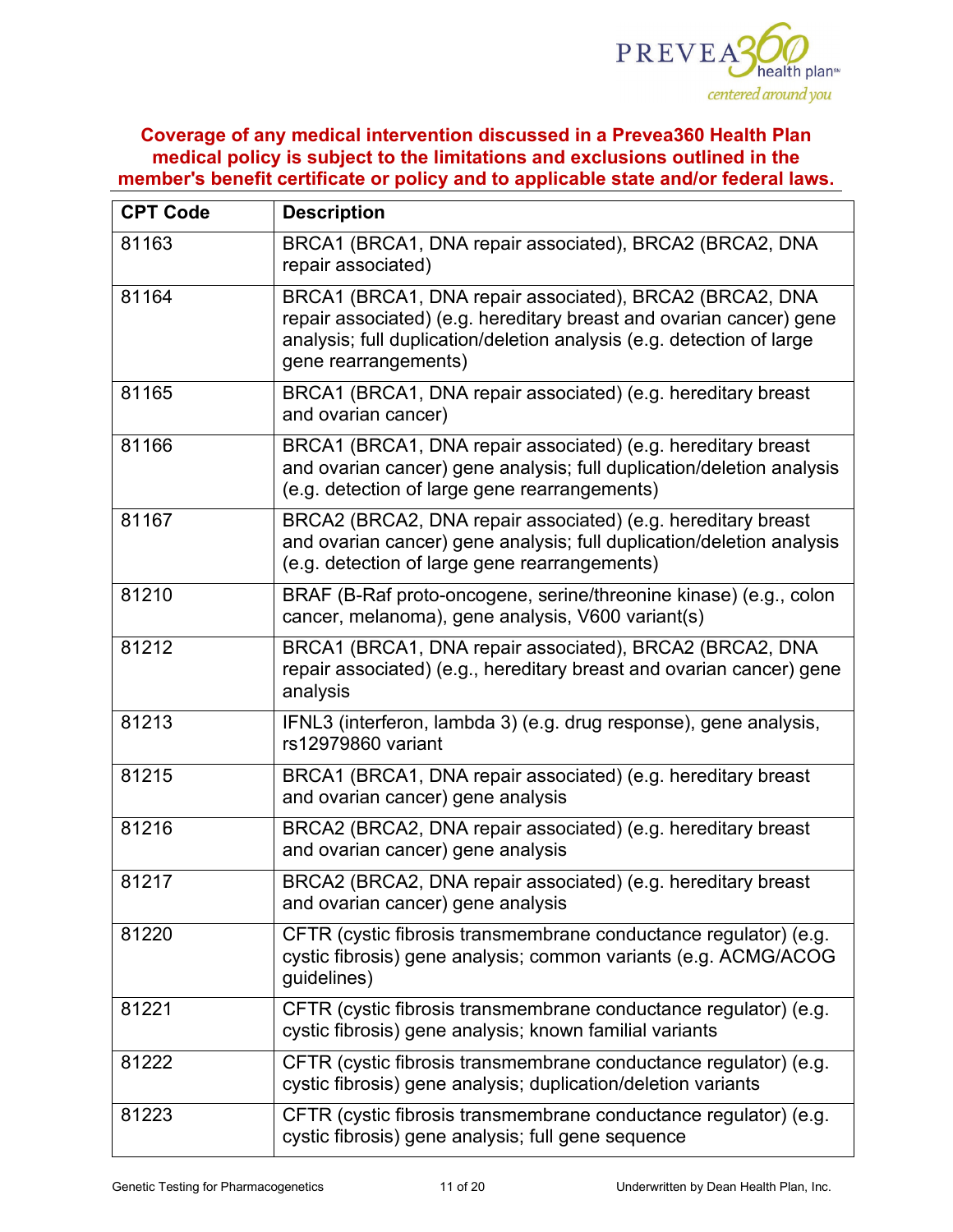**Coverage of any medical intervention discussed in a Prevea360 Health Plan medical policy is subject to the limitations and exclusions outlined in the member's benefit certificate or policy and to applicable state and/or federal laws.**

| CPT Code | Description |
|---|---|
| 81163 | BRCA1 (BRCA1, DNA repair associated), BRCA2 (BRCA2, DNA repair associated) |
| 81164 | BRCA1 (BRCA1, DNA repair associated), BRCA2 (BRCA2, DNA repair associated) (e.g. hereditary breast and ovarian cancer) gene analysis; full duplication/deletion analysis (e.g. detection of large gene rearrangements) |
| 81165 | BRCA1 (BRCA1, DNA repair associated) (e.g. hereditary breast and ovarian cancer) |
| 81166 | BRCA1 (BRCA1, DNA repair associated) (e.g. hereditary breast and ovarian cancer) gene analysis; full duplication/deletion analysis (e.g. detection of large gene rearrangements) |
| 81167 | BRCA2 (BRCA2, DNA repair associated) (e.g. hereditary breast and ovarian cancer) gene analysis; full duplication/deletion analysis (e.g. detection of large gene rearrangements) |
| 81210 | BRAF (B-Raf proto-oncogene, serine/threonine kinase) (e.g., colon cancer, melanoma), gene analysis, V600 variant(s) |
| 81212 | BRCA1 (BRCA1, DNA repair associated), BRCA2 (BRCA2, DNA repair associated) (e.g., hereditary breast and ovarian cancer) gene analysis |
| 81213 | IFNL3 (interferon, lambda 3) (e.g. drug response), gene analysis, rs12979860 variant |
| 81215 | BRCA1 (BRCA1, DNA repair associated) (e.g. hereditary breast and ovarian cancer) gene analysis |
| 81216 | BRCA2 (BRCA2, DNA repair associated) (e.g. hereditary breast and ovarian cancer) gene analysis |
| 81217 | BRCA2 (BRCA2, DNA repair associated) (e.g. hereditary breast and ovarian cancer) gene analysis |
| 81220 | CFTR (cystic fibrosis transmembrane conductance regulator) (e.g. cystic fibrosis) gene analysis; common variants (e.g. ACMG/ACOG guidelines) |
| 81221 | CFTR (cystic fibrosis transmembrane conductance regulator) (e.g. cystic fibrosis) gene analysis; known familial variants |
| 81222 | CFTR (cystic fibrosis transmembrane conductance regulator) (e.g. cystic fibrosis) gene analysis; duplication/deletion variants |
| 81223 | CFTR (cystic fibrosis transmembrane conductance regulator) (e.g. cystic fibrosis) gene analysis; full gene sequence |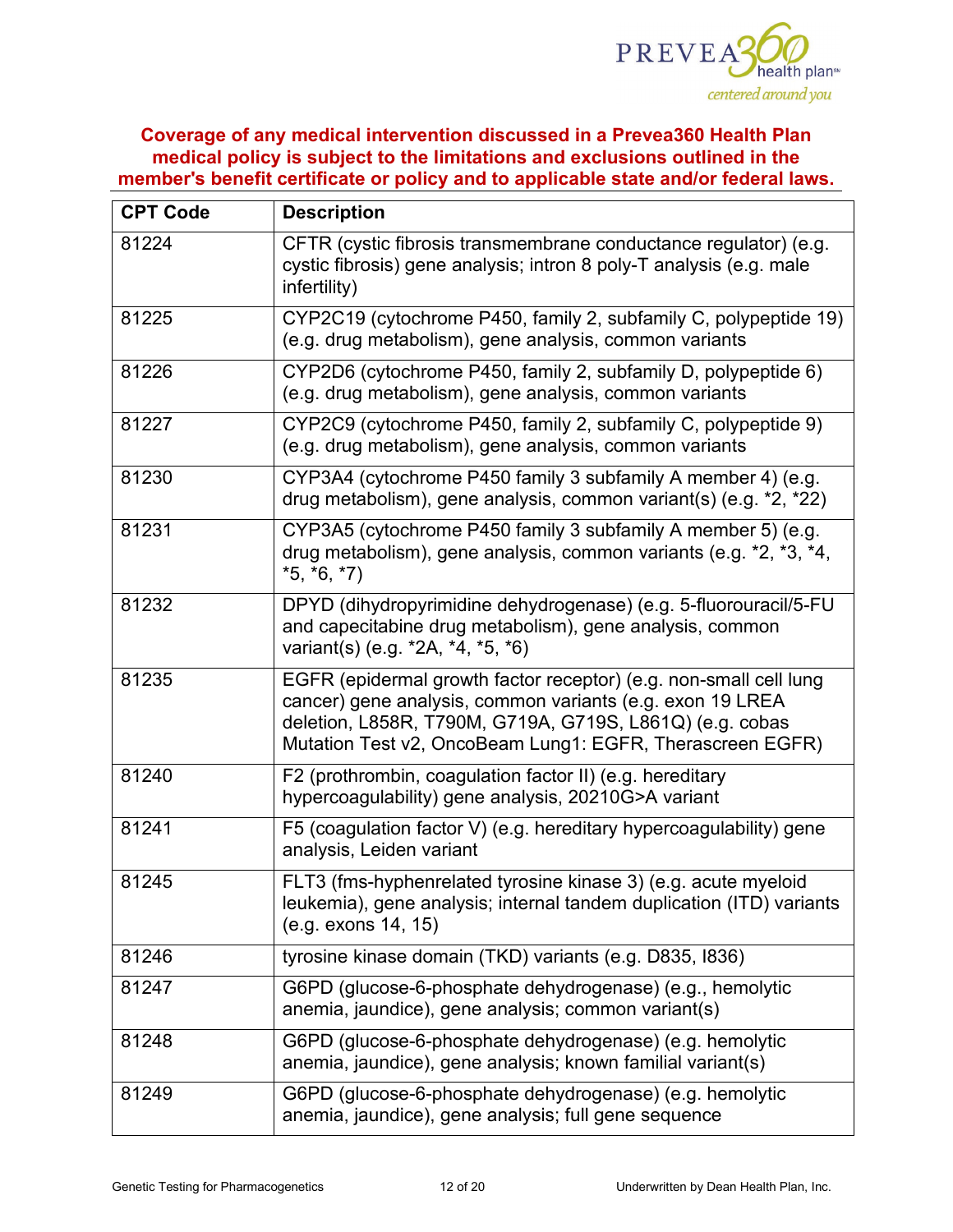**Coverage of any medical intervention discussed in a Prevea360 Health Plan medical policy is subject to the limitations and exclusions outlined in the member's benefit certificate or policy and to applicable state and/or federal laws.**

| CPT Code | Description |
|---|---|
| 81224 | CFTR (cystic fibrosis transmembrane conductance regulator) (e.g. cystic fibrosis) gene analysis; intron 8 poly-T analysis (e.g. male infertility) |
| 81225 | CYP2C19 (cytochrome P450, family 2, subfamily C, polypeptide 19) (e.g. drug metabolism), gene analysis, common variants |
| 81226 | CYP2D6 (cytochrome P450, family 2, subfamily D, polypeptide 6) (e.g. drug metabolism), gene analysis, common variants |
| 81227 | CYP2C9 (cytochrome P450, family 2, subfamily C, polypeptide 9) (e.g. drug metabolism), gene analysis, common variants |
| 81230 | CYP3A4 (cytochrome P450 family 3 subfamily A member 4) (e.g. drug metabolism), gene analysis, common variant(s) (e.g. *2, *22) |
| 81231 | CYP3A5 (cytochrome P450 family 3 subfamily A member 5) (e.g. drug metabolism), gene analysis, common variants (e.g. *2, *3, *4, *5, *6, *7) |
| 81232 | DPYD (dihydropyrimidine dehydrogenase) (e.g. 5-fluorouracil/5-FU and capecitabine drug metabolism), gene analysis, common variant(s) (e.g. *2A, *4, *5, *6) |
| 81235 | EGFR (epidermal growth factor receptor) (e.g. non-small cell lung cancer) gene analysis, common variants (e.g. exon 19 LREA deletion, L858R, T790M, G719A, G719S, L861Q) (e.g. cobas Mutation Test v2, OncoBeam Lung1: EGFR, Therascreen EGFR) |
| 81240 | F2 (prothrombin, coagulation factor II) (e.g. hereditary hypercoagulability) gene analysis, 20210G>A variant |
| 81241 | F5 (coagulation factor V) (e.g. hereditary hypercoagulability) gene analysis, Leiden variant |
| 81245 | FLT3 (fms-hyphenrelated tyrosine kinase 3) (e.g. acute myeloid leukemia), gene analysis; internal tandem duplication (ITD) variants (e.g. exons 14, 15) |
| 81246 | tyrosine kinase domain (TKD) variants (e.g. D835, I836) |
| 81247 | G6PD (glucose-6-phosphate dehydrogenase) (e.g., hemolytic anemia, jaundice), gene analysis; common variant(s) |
| 81248 | G6PD (glucose-6-phosphate dehydrogenase) (e.g. hemolytic anemia, jaundice), gene analysis; known familial variant(s) |
| 81249 | G6PD (glucose-6-phosphate dehydrogenase) (e.g. hemolytic anemia, jaundice), gene analysis; full gene sequence |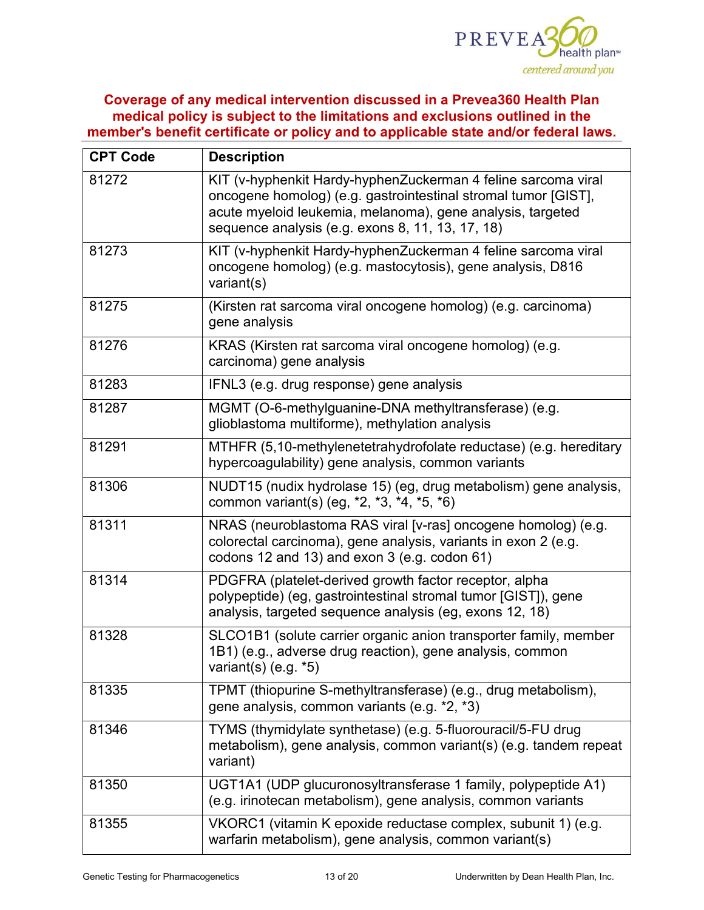**Coverage of any medical intervention discussed in a Prevea360 Health Plan medical policy is subject to the limitations and exclusions outlined in the member's benefit certificate or policy and to applicable state and/or federal laws.**

| CPT Code | Description |
|---|---|
| 81272 | KIT (v-hyphenkit Hardy-hyphenZuckerman 4 feline sarcoma viral oncogene homolog) (e.g. gastrointestinal stromal tumor [GIST], acute myeloid leukemia, melanoma), gene analysis, targeted sequence analysis (e.g. exons 8, 11, 13, 17, 18) |
| 81273 | KIT (v-hyphenkit Hardy-hyphenZuckerman 4 feline sarcoma viral oncogene homolog) (e.g. mastocytosis), gene analysis, D816 variant(s) |
| 81275 | (Kirsten rat sarcoma viral oncogene homolog) (e.g. carcinoma) gene analysis |
| 81276 | KRAS (Kirsten rat sarcoma viral oncogene homolog) (e.g. carcinoma) gene analysis |
| 81283 | IFNL3 (e.g. drug response) gene analysis |
| 81287 | MGMT (O-6-methylguanine-DNA methyltransferase) (e.g. glioblastoma multiforme), methylation analysis |
| 81291 | MTHFR (5,10-methylenetetrahydrofolate reductase) (e.g. hereditary hypercoagulability) gene analysis, common variants |
| 81306 | NUDT15 (nudix hydrolase 15) (eg, drug metabolism) gene analysis, common variant(s) (eg, *2, *3, *4, *5, *6) |
| 81311 | NRAS (neuroblastoma RAS viral [v-ras] oncogene homolog) (e.g. colorectal carcinoma), gene analysis, variants in exon 2 (e.g. codons 12 and 13) and exon 3 (e.g. codon 61) |
| 81314 | PDGFRA (platelet-derived growth factor receptor, alpha polypeptide) (eg, gastrointestinal stromal tumor [GIST]), gene analysis, targeted sequence analysis (eg, exons 12, 18) |
| 81328 | SLCO1B1 (solute carrier organic anion transporter family, member 1B1) (e.g., adverse drug reaction), gene analysis, common variant(s) (e.g. *5) |
| 81335 | TPMT (thiopurine S-methyltransferase) (e.g., drug metabolism), gene analysis, common variants (e.g. *2, *3) |
| 81346 | TYMS (thymidylate synthetase) (e.g. 5-fluorouracil/5-FU drug metabolism), gene analysis, common variant(s) (e.g. tandem repeat variant) |
| 81350 | UGT1A1 (UDP glucuronosyltransferase 1 family, polypeptide A1) (e.g. irinotecan metabolism), gene analysis, common variants |
| 81355 | VKORC1 (vitamin K epoxide reductase complex, subunit 1) (e.g. warfarin metabolism), gene analysis, common variant(s) |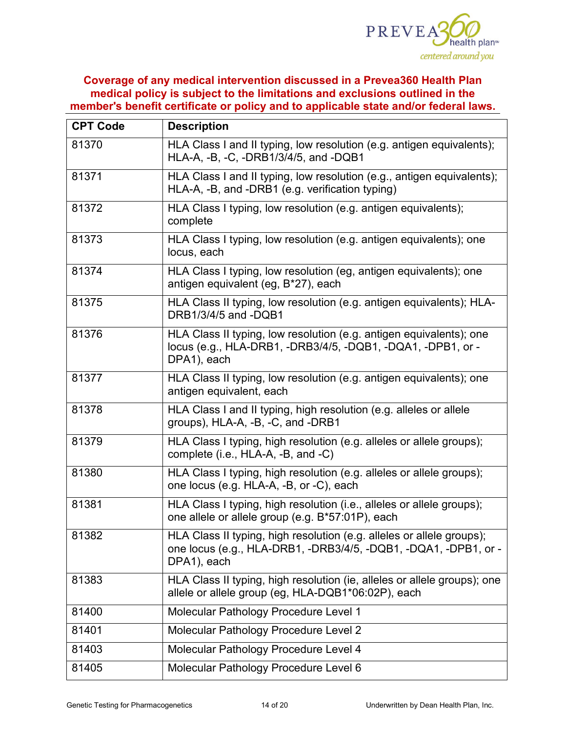**Coverage of any medical intervention discussed in a Prevea360 Health Plan medical policy is subject to the limitations and exclusions outlined in the member's benefit certificate or policy and to applicable state and/or federal laws.**

| CPT Code | Description |
|---|---|
| 81370 | HLA Class I and II typing, low resolution (e.g. antigen equivalents); HLA-A, -B, -C, -DRB1/3/4/5, and -DQB1 |
| 81371 | HLA Class I and II typing, low resolution (e.g., antigen equivalents); HLA-A, -B, and -DRB1 (e.g. verification typing) |
| 81372 | HLA Class I typing, low resolution (e.g. antigen equivalents); complete |
| 81373 | HLA Class I typing, low resolution (e.g. antigen equivalents); one locus, each |
| 81374 | HLA Class I typing, low resolution (eg, antigen equivalents); one antigen equivalent (eg, B*27), each |
| 81375 | HLA Class II typing, low resolution (e.g. antigen equivalents); HLA-DRB1/3/4/5 and -DQB1 |
| 81376 | HLA Class II typing, low resolution (e.g. antigen equivalents); one locus (e.g., HLA-DRB1, -DRB3/4/5, -DQB1, -DQA1, -DPB1, or -DPA1), each |
| 81377 | HLA Class II typing, low resolution (e.g. antigen equivalents); one antigen equivalent, each |
| 81378 | HLA Class I and II typing, high resolution (e.g. alleles or allele groups), HLA-A, -B, -C, and -DRB1 |
| 81379 | HLA Class I typing, high resolution (e.g. alleles or allele groups); complete (i.e., HLA-A, -B, and -C) |
| 81380 | HLA Class I typing, high resolution (e.g. alleles or allele groups); one locus (e.g. HLA-A, -B, or -C), each |
| 81381 | HLA Class I typing, high resolution (i.e., alleles or allele groups); one allele or allele group (e.g. B*57:01P), each |
| 81382 | HLA Class II typing, high resolution (e.g. alleles or allele groups); one locus (e.g., HLA-DRB1, -DRB3/4/5, -DQB1, -DQA1, -DPB1, or -DPA1), each |
| 81383 | HLA Class II typing, high resolution (ie, alleles or allele groups); one allele or allele group (eg, HLA-DQB1*06:02P), each |
| 81400 | Molecular Pathology Procedure Level 1 |
| 81401 | Molecular Pathology Procedure Level 2 |
| 81403 | Molecular Pathology Procedure Level 4 |
| 81405 | Molecular Pathology Procedure Level 6 |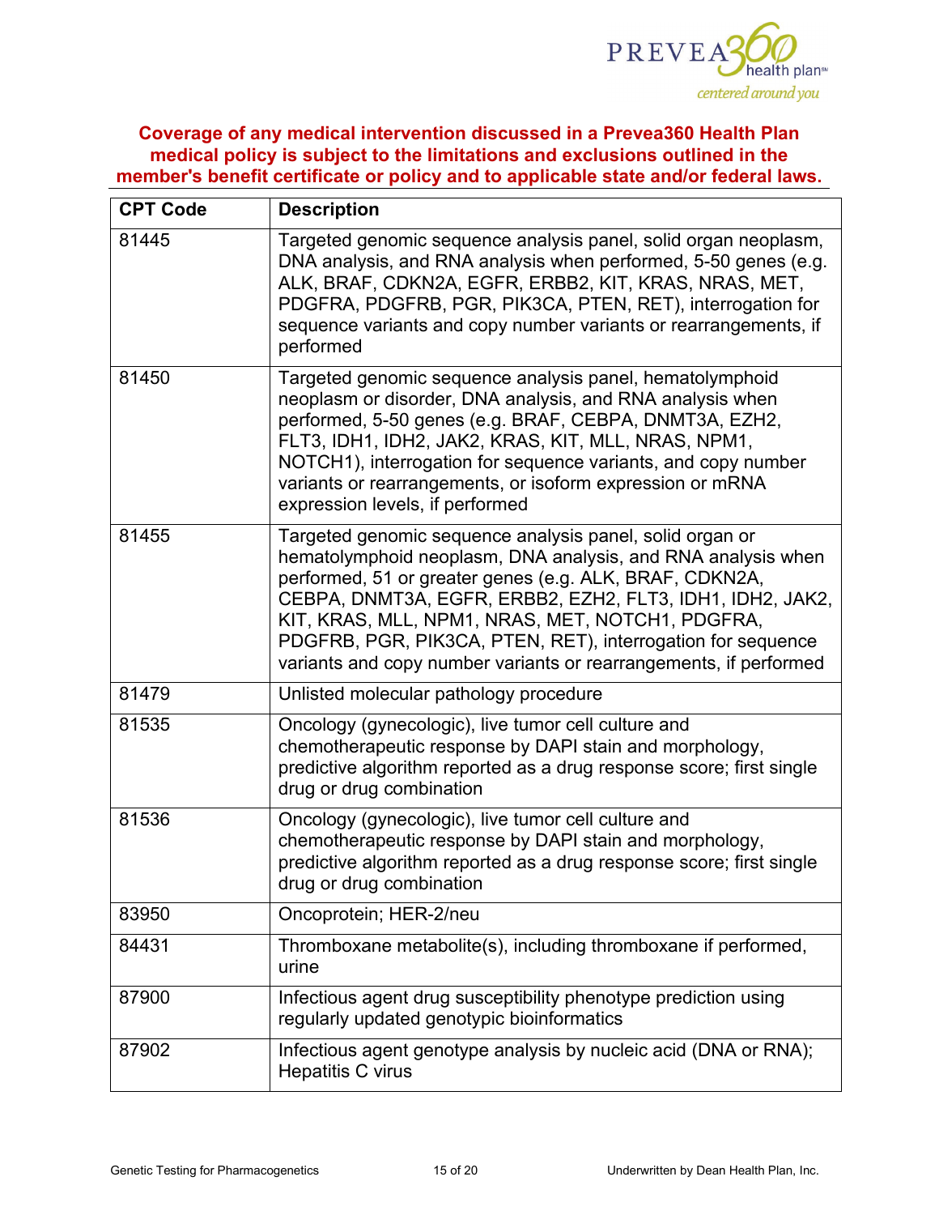**Coverage of any medical intervention discussed in a Prevea360 Health Plan medical policy is subject to the limitations and exclusions outlined in the member's benefit certificate or policy and to applicable state and/or federal laws.**

| CPT Code | Description |
|---|---|
| 81445 | Targeted genomic sequence analysis panel, solid organ neoplasm, DNA analysis, and RNA analysis when performed, 5-50 genes (e.g. ALK, BRAF, CDKN2A, EGFR, ERBB2, KIT, KRAS, NRAS, MET, PDGFRA, PDGFRB, PGR, PIK3CA, PTEN, RET), interrogation for sequence variants and copy number variants or rearrangements, if performed |
| 81450 | Targeted genomic sequence analysis panel, hematolymphoid neoplasm or disorder, DNA analysis, and RNA analysis when performed, 5-50 genes (e.g. BRAF, CEBPA, DNMT3A, EZH2, FLT3, IDH1, IDH2, JAK2, KRAS, KIT, MLL, NRAS, NPM1, NOTCH1), interrogation for sequence variants, and copy number variants or rearrangements, or isoform expression or mRNA expression levels, if performed |
| 81455 | Targeted genomic sequence analysis panel, solid organ or hematolymphoid neoplasm, DNA analysis, and RNA analysis when performed, 51 or greater genes (e.g. ALK, BRAF, CDKN2A, CEBPA, DNMT3A, EGFR, ERBB2, EZH2, FLT3, IDH1, IDH2, JAK2, KIT, KRAS, MLL, NPM1, NRAS, MET, NOTCH1, PDGFRA, PDGFRB, PGR, PIK3CA, PTEN, RET), interrogation for sequence variants and copy number variants or rearrangements, if performed |
| 81479 | Unlisted molecular pathology procedure |
| 81535 | Oncology (gynecologic), live tumor cell culture and chemotherapeutic response by DAPI stain and morphology, predictive algorithm reported as a drug response score; first single drug or drug combination |
| 81536 | Oncology (gynecologic), live tumor cell culture and chemotherapeutic response by DAPI stain and morphology, predictive algorithm reported as a drug response score; first single drug or drug combination |
| 83950 | Oncoprotein; HER-2/neu |
| 84431 | Thromboxane metabolite(s), including thromboxane if performed, urine |
| 87900 | Infectious agent drug susceptibility phenotype prediction using regularly updated genotypic bioinformatics |
| 87902 | Infectious agent genotype analysis by nucleic acid (DNA or RNA); Hepatitis C virus |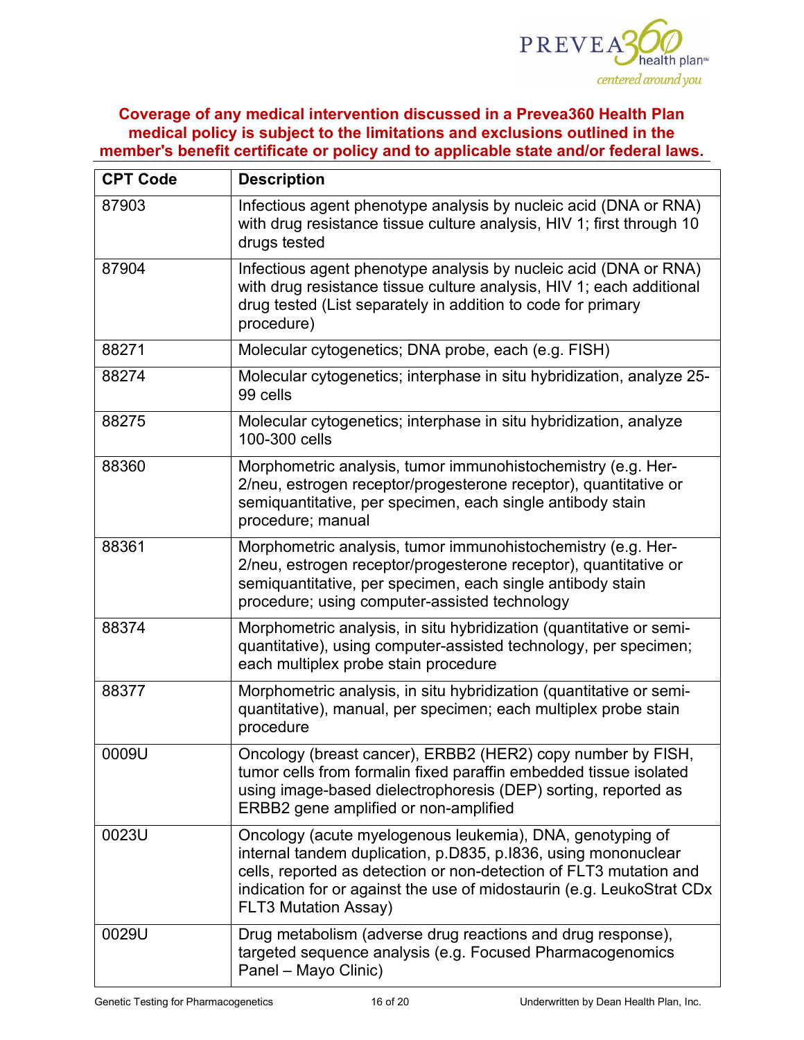**Coverage of any medical intervention discussed in a Prevea360 Health Plan medical policy is subject to the limitations and exclusions outlined in the member's benefit certificate or policy and to applicable state and/or federal laws.**

| CPT Code | Description |
|---|---|
| 87903 | Infectious agent phenotype analysis by nucleic acid (DNA or RNA) with drug resistance tissue culture analysis, HIV 1; first through 10 drugs tested |
| 87904 | Infectious agent phenotype analysis by nucleic acid (DNA or RNA) with drug resistance tissue culture analysis, HIV 1; each additional drug tested (List separately in addition to code for primary procedure) |
| 88271 | Molecular cytogenetics; DNA probe, each (e.g. FISH) |
| 88274 | Molecular cytogenetics; interphase in situ hybridization, analyze 25-99 cells |
| 88275 | Molecular cytogenetics; interphase in situ hybridization, analyze 100-300 cells |
| 88360 | Morphometric analysis, tumor immunohistochemistry (e.g. Her-2/neu, estrogen receptor/progesterone receptor), quantitative or semiquantitative, per specimen, each single antibody stain procedure; manual |
| 88361 | Morphometric analysis, tumor immunohistochemistry (e.g. Her-2/neu, estrogen receptor/progesterone receptor), quantitative or semiquantitative, per specimen, each single antibody stain procedure; using computer-assisted technology |
| 88374 | Morphometric analysis, in situ hybridization (quantitative or semi-quantitative), using computer-assisted technology, per specimen; each multiplex probe stain procedure |
| 88377 | Morphometric analysis, in situ hybridization (quantitative or semi-quantitative), manual, per specimen; each multiplex probe stain procedure |
| 0009U | Oncology (breast cancer), ERBB2 (HER2) copy number by FISH, tumor cells from formalin fixed paraffin embedded tissue isolated using image-based dielectrophoresis (DEP) sorting, reported as ERBB2 gene amplified or non-amplified |
| 0023U | Oncology (acute myelogenous leukemia), DNA, genotyping of internal tandem duplication, p.D835, p.I836, using mononuclear cells, reported as detection or non-detection of FLT3 mutation and indication for or against the use of midostaurin (e.g. LeukoStrat CDx FLT3 Mutation Assay) |
| 0029U | Drug metabolism (adverse drug reactions and drug response), targeted sequence analysis (e.g. Focused Pharmacogenomics Panel – Mayo Clinic) |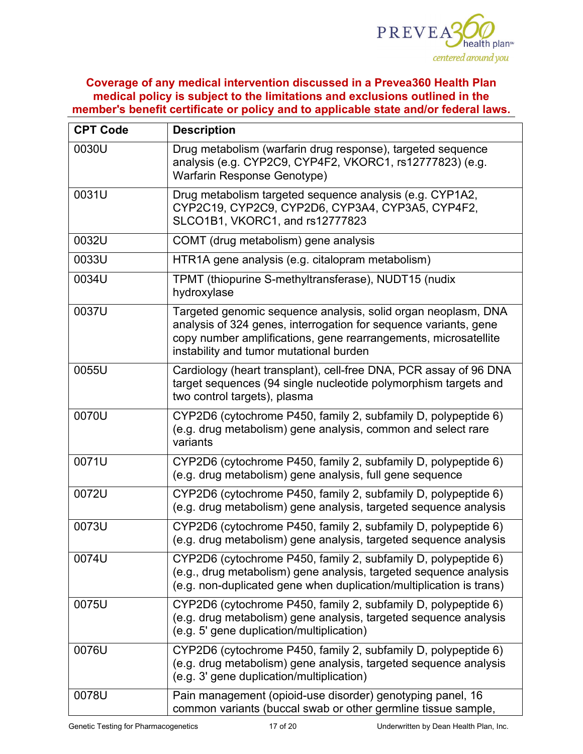**Coverage of any medical intervention discussed in a Prevea360 Health Plan medical policy is subject to the limitations and exclusions outlined in the member's benefit certificate or policy and to applicable state and/or federal laws.**

| CPT Code | Description |
|---|---|
| 0030U | Drug metabolism (warfarin drug response), targeted sequence analysis (e.g. CYP2C9, CYP4F2, VKORC1, rs12777823) (e.g. Warfarin Response Genotype) |
| 0031U | Drug metabolism targeted sequence analysis (e.g. CYP1A2, CYP2C19, CYP2C9, CYP2D6, CYP3A4, CYP3A5, CYP4F2, SLCO1B1, VKORC1, and rs12777823 |
| 0032U | COMT (drug metabolism) gene analysis |
| 0033U | HTR1A gene analysis (e.g. citalopram metabolism) |
| 0034U | TPMT (thiopurine S-methyltransferase), NUDT15 (nudix hydroxylase |
| 0037U | Targeted genomic sequence analysis, solid organ neoplasm, DNA analysis of 324 genes, interrogation for sequence variants, gene copy number amplifications, gene rearrangements, microsatellite instability and tumor mutational burden |
| 0055U | Cardiology (heart transplant), cell-free DNA, PCR assay of 96 DNA target sequences (94 single nucleotide polymorphism targets and two control targets), plasma |
| 0070U | CYP2D6 (cytochrome P450, family 2, subfamily D, polypeptide 6) (e.g. drug metabolism) gene analysis, common and select rare variants |
| 0071U | CYP2D6 (cytochrome P450, family 2, subfamily D, polypeptide 6) (e.g. drug metabolism) gene analysis, full gene sequence |
| 0072U | CYP2D6 (cytochrome P450, family 2, subfamily D, polypeptide 6) (e.g. drug metabolism) gene analysis, targeted sequence analysis |
| 0073U | CYP2D6 (cytochrome P450, family 2, subfamily D, polypeptide 6) (e.g. drug metabolism) gene analysis, targeted sequence analysis |
| 0074U | CYP2D6 (cytochrome P450, family 2, subfamily D, polypeptide 6) (e.g., drug metabolism) gene analysis, targeted sequence analysis (e.g. non-duplicated gene when duplication/multiplication is trans) |
| 0075U | CYP2D6 (cytochrome P450, family 2, subfamily D, polypeptide 6) (e.g. drug metabolism) gene analysis, targeted sequence analysis (e.g. 5' gene duplication/multiplication) |
| 0076U | CYP2D6 (cytochrome P450, family 2, subfamily D, polypeptide 6) (e.g. drug metabolism) gene analysis, targeted sequence analysis (e.g. 3' gene duplication/multiplication) |
| 0078U | Pain management (opioid-use disorder) genotyping panel, 16 common variants (buccal swab or other germline tissue sample, |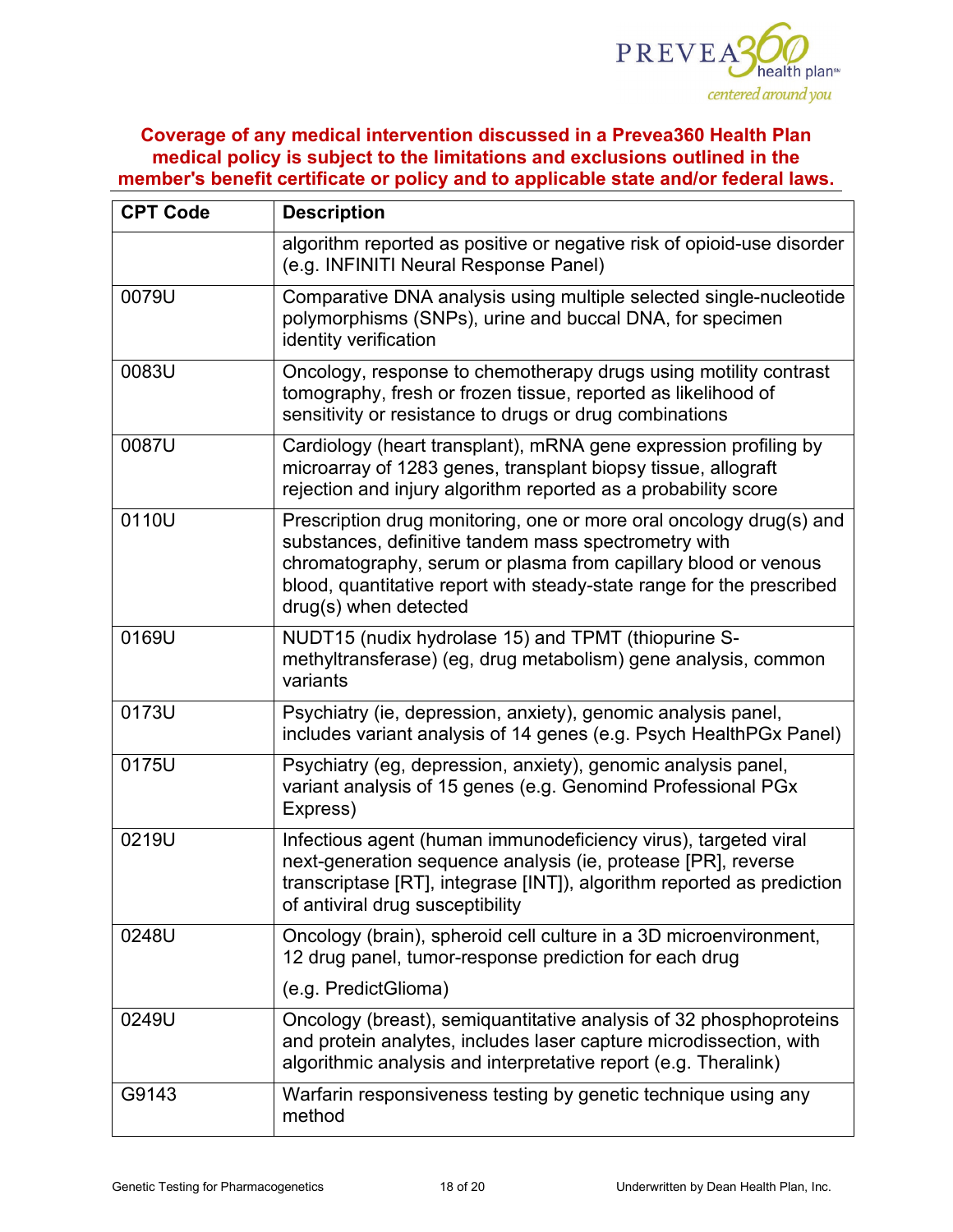**Coverage of any medical intervention discussed in a Prevea360 Health Plan medical policy is subject to the limitations and exclusions outlined in the member's benefit certificate or policy and to applicable state and/or federal laws.**

| CPT Code | Description |
|---|---|
| | algorithm reported as positive or negative risk of opioid-use disorder (e.g. INFINITI Neural Response Panel) |
| 0079U | Comparative DNA analysis using multiple selected single-nucleotide polymorphisms (SNPs), urine and buccal DNA, for specimen identity verification |
| 0083U | Oncology, response to chemotherapy drugs using motility contrast tomography, fresh or frozen tissue, reported as likelihood of sensitivity or resistance to drugs or drug combinations |
| 0087U | Cardiology (heart transplant), mRNA gene expression profiling by microarray of 1283 genes, transplant biopsy tissue, allograft rejection and injury algorithm reported as a probability score |
| 0110U | Prescription drug monitoring, one or more oral oncology drug(s) and substances, definitive tandem mass spectrometry with chromatogpraphy, serum or plasma from capillary blood or venous blood, quantitative report with steady-state range for the prescribed drug(s) when detected |
| 0169U | NUDT15 (nudix hydrolase 15) and TPMT (thiopurine S-methyltransferase) (eg, drug metabolism) gene analysis, common variants |
| 0173U | Psychiatry (ie, depression, anxiety), genomic analysis panel, includes variant analysis of 14 genes (e.g. Psych HealthPGx Panel) |
| 0175U | Psychiatry (eg, depression, anxiety), genomic analysis panel, variant analysis of 15 genes (e.g. Genomind Professional PGx Express) |
| 0219U | Infectious agent (human immunodeficiency virus), targeted viral next-generation sequence analysis (ie, protease [PR], reverse transcriptase [RT], integrase [INT]), algorithm reported as prediction of antiviral drug susceptibility |
| 0248U | Oncology (brain), spheroid cell culture in a 3D microenvironment, 12 drug panel, tumor-response prediction for each drug (e.g. PredictGlioma) |
| 0249U | Oncology (breast), semiquantitative analysis of 32 phosphoproteins and protein analytes, includes laser capture microdissection, with algorithmic analysis and interpretative report (e.g. Theralink) |
| G9143 | Warfarin responsiveness testing by genetic technique using any method |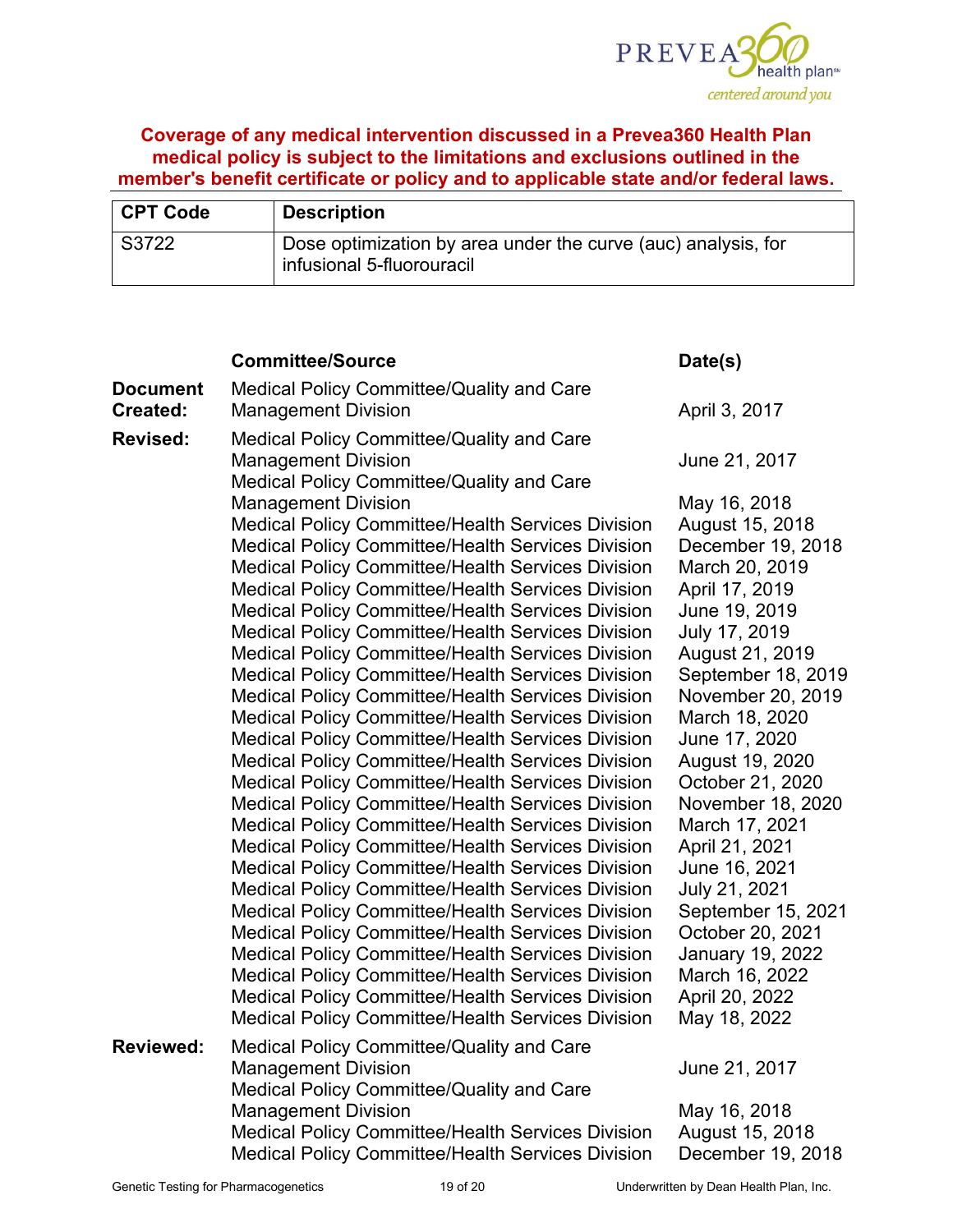**Coverage of any medical intervention discussed in a Prevea360 Health Plan medical policy is subject to the limitations and exclusions outlined in the member's benefit certificate or policy and to applicable state and/or federal laws.**

| CPT Code | Description |
|---|---|
| S3722 | Dose optimization by area under the curve (auc) analysis, for infusional 5-fluorouracil |

| | Committee/Source | Date(s) |
|---|---|---|
| **Document Created:** | Medical Policy Committee/Quality and Care Management Division | April 3, 2017 |
| **Revised:** | Medical Policy Committee/Quality and Care Management Division | June 21, 2017 |
| | Medical Policy Committee/Quality and Care Management Division | May 16, 2018 |
| | Medical Policy Committee/Health Services Division | August 15, 2018 |
| | Medical Policy Committee/Health Services Division | December 19, 2018 |
| | Medical Policy Committee/Health Services Division | March 20, 2019 |
| | Medical Policy Committee/Health Services Division | April 17, 2019 |
| | Medical Policy Committee/Health Services Division | June 19, 2019 |
| | Medical Policy Committee/Health Services Division | July 17, 2019 |
| | Medical Policy Committee/Health Services Division | August 21, 2019 |
| | Medical Policy Committee/Health Services Division | September 18, 2019 |
| | Medical Policy Committee/Health Services Division | November 20, 2019 |
| | Medical Policy Committee/Health Services Division | March 18, 2020 |
| | Medical Policy Committee/Health Services Division | June 17, 2020 |
| | Medical Policy Committee/Health Services Division | August 19, 2020 |
| | Medical Policy Committee/Health Services Division | October 21, 2020 |
| | Medical Policy Committee/Health Services Division | November 18, 2020 |
| | Medical Policy Committee/Health Services Division | March 17, 2021 |
| | Medical Policy Committee/Health Services Division | April 21, 2021 |
| | Medical Policy Committee/Health Services Division | June 16, 2021 |
| | Medical Policy Committee/Health Services Division | July 21, 2021 |
| | Medical Policy Committee/Health Services Division | September 15, 2021 |
| | Medical Policy Committee/Health Services Division | October 20, 2021 |
| | Medical Policy Committee/Health Services Division | January 19, 2022 |
| | Medical Policy Committee/Health Services Division | March 16, 2022 |
| | Medical Policy Committee/Health Services Division | April 20, 2022 |
| | Medical Policy Committee/Health Services Division | May 18, 2022 |
| **Reviewed:** | Medical Policy Committee/Quality and Care Management Division | June 21, 2017 |
| | Medical Policy Committee/Quality and Care Management Division | May 16, 2018 |
| | Medical Policy Committee/Health Services Division | August 15, 2018 |
| | Medical Policy Committee/Health Services Division | December 19, 2018 |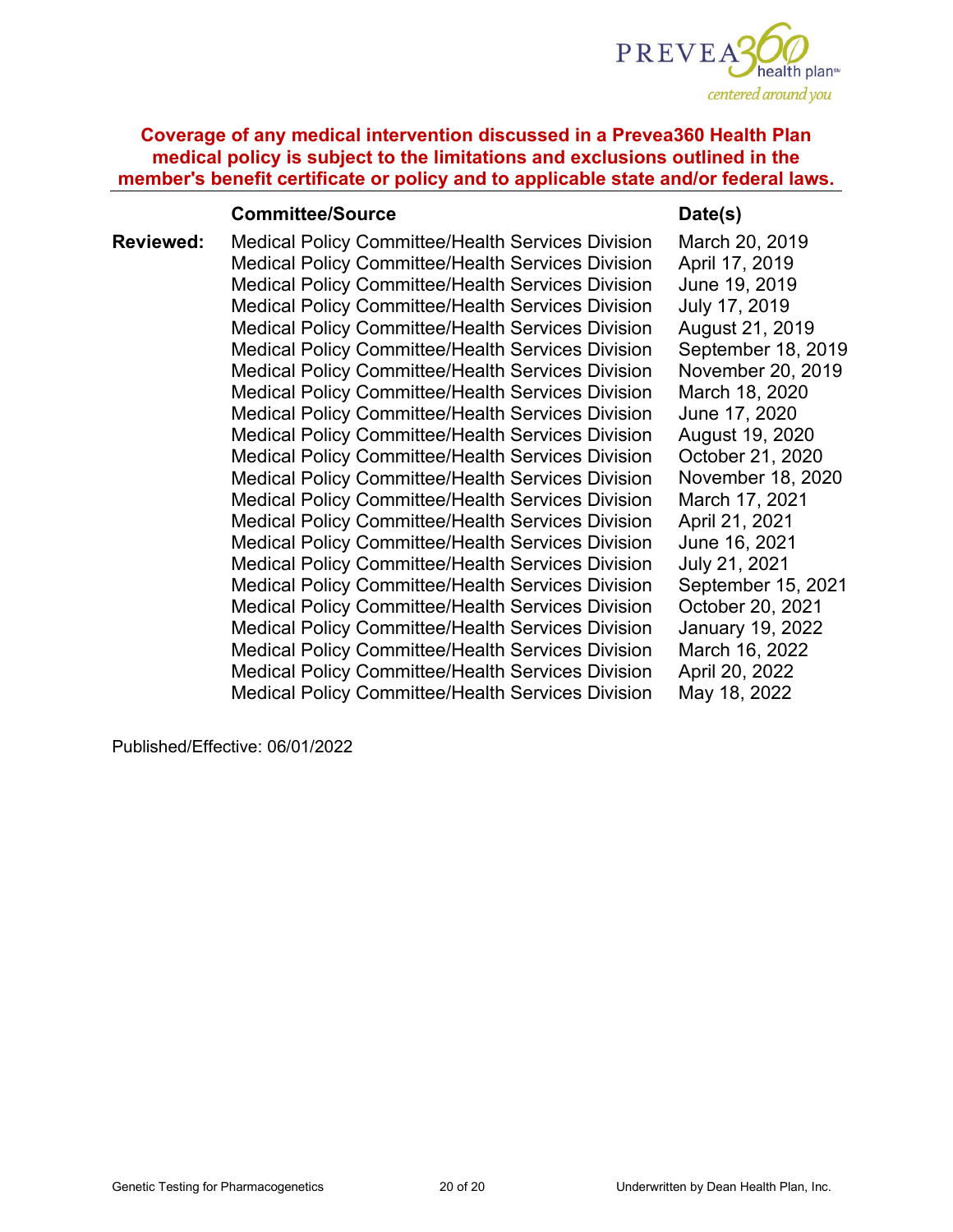**Coverage of any medical intervention discussed in a Prevea360 Health Plan medical policy is subject to the limitations and exclusions outlined in the member's benefit certificate or policy and to applicable state and/or federal laws.**

| | Committee/Source | Date(s) |
|---|---|---|
| **Reviewed:** | Medical Policy Committee/Health Services Division | March 20, 2019 |
| | Medical Policy Committee/Health Services Division | April 17, 2019 |
| | Medical Policy Committee/Health Services Division | June 19, 2019 |
| | Medical Policy Committee/Health Services Division | July 17, 2019 |
| | Medical Policy Committee/Health Services Division | August 21, 2019 |
| | Medical Policy Committee/Health Services Division | September 18, 2019 |
| | Medical Policy Committee/Health Services Division | November 20, 2019 |
| | Medical Policy Committee/Health Services Division | March 18, 2020 |
| | Medical Policy Committee/Health Services Division | June 17, 2020 |
| | Medical Policy Committee/Health Services Division | August 19, 2020 |
| | Medical Policy Committee/Health Services Division | October 21, 2020 |
| | Medical Policy Committee/Health Services Division | November 18, 2020 |
| | Medical Policy Committee/Health Services Division | March 17, 2021 |
| | Medical Policy Committee/Health Services Division | April 21, 2021 |
| | Medical Policy Committee/Health Services Division | June 16, 2021 |
| | Medical Policy Committee/Health Services Division | July 21, 2021 |
| | Medical Policy Committee/Health Services Division | September 15, 2021 |
| | Medical Policy Committee/Health Services Division | October 20, 2021 |
| | Medical Policy Committee/Health Services Division | January 19, 2022 |
| | Medical Policy Committee/Health Services Division | March 16, 2022 |
| | Medical Policy Committee/Health Services Division | April 20, 2022 |
| | Medical Policy Committee/Health Services Division | May 18, 2022 |

Published/Effective: 06/01/2022